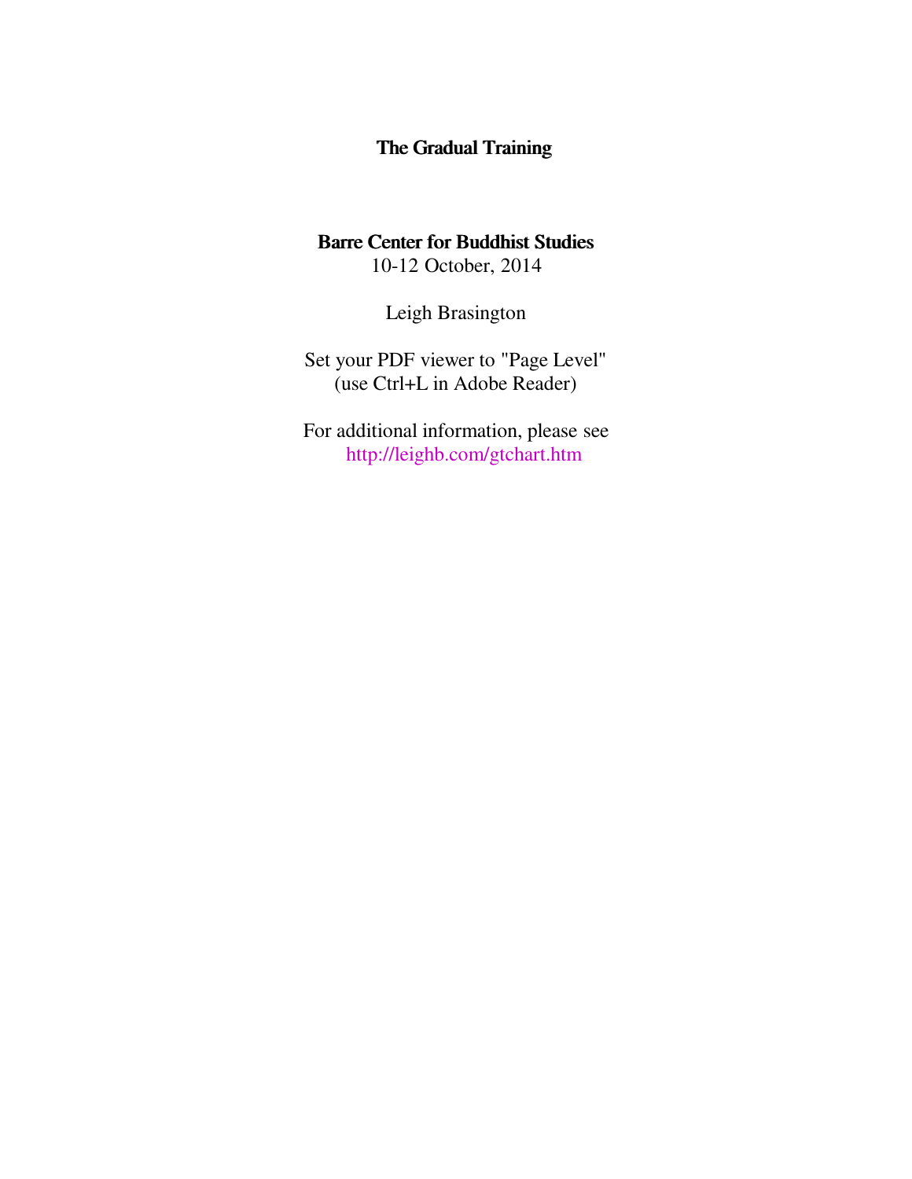# The Gradual Training

**Barre Center for Buddhist Studies**
10-12 October, 2014

Leigh Brasington

Set your PDF viewer to "Page Level"
(use Ctrl+L in Adobe Reader)

For additional information, please see
http://leighb.com/gtchart.htm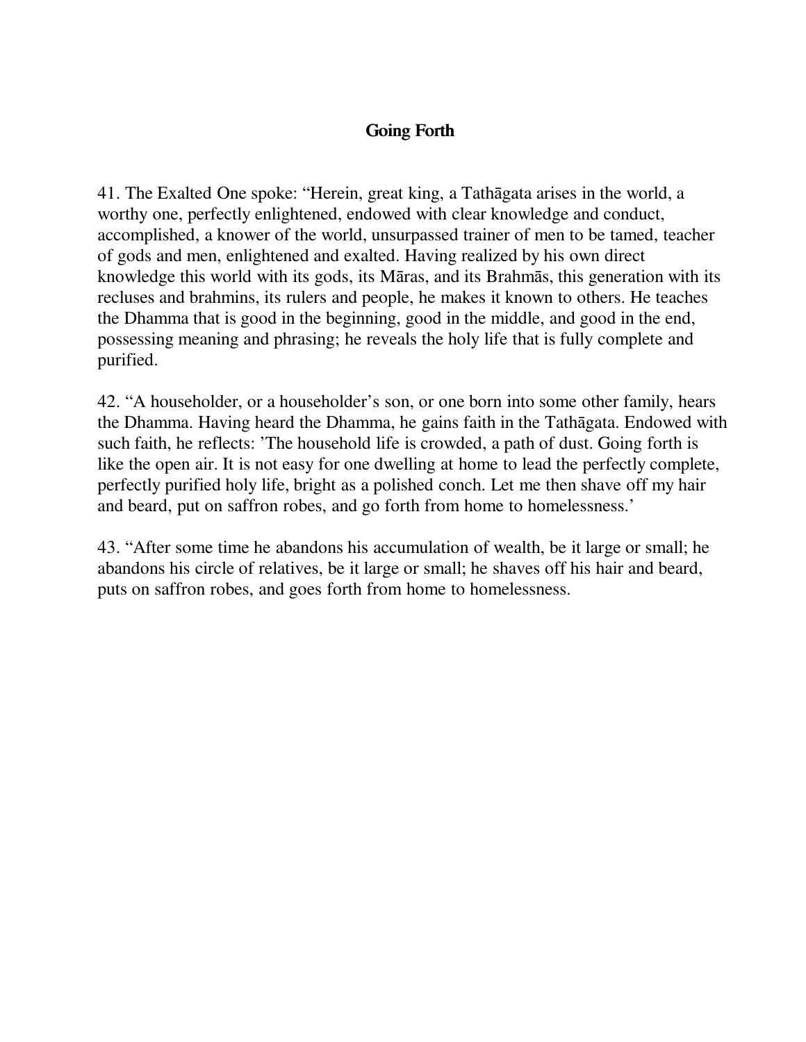## Going Forth

41. The Exalted One spoke: “Herein, great king, a Tathāgata arises in the world, a worthy one, perfectly enlightened, endowed with clear knowledge and conduct, accomplished, a knower of the world, unsurpassed trainer of men to be tamed, teacher of gods and men, enlightened and exalted. Having realized by his own direct knowledge this world with its gods, its Māras, and its Brahmās, this generation with its recluses and brahmins, its rulers and people, he makes it known to others. He teaches the Dhamma that is good in the beginning, good in the middle, and good in the end, possessing meaning and phrasing; he reveals the holy life that is fully complete and purified.

42. “A householder, or a householder’s son, or one born into some other family, hears the Dhamma. Having heard the Dhamma, he gains faith in the Tathāgata. Endowed with such faith, he reflects: ’The household life is crowded, a path of dust. Going forth is like the open air. It is not easy for one dwelling at home to lead the perfectly complete, perfectly purified holy life, bright as a polished conch. Let me then shave off my hair and beard, put on saffron robes, and go forth from home to homelessness.’

43. “After some time he abandons his accumulation of wealth, be it large or small; he abandons his circle of relatives, be it large or small; he shaves off his hair and beard, puts on saffron robes, and goes forth from home to homelessness.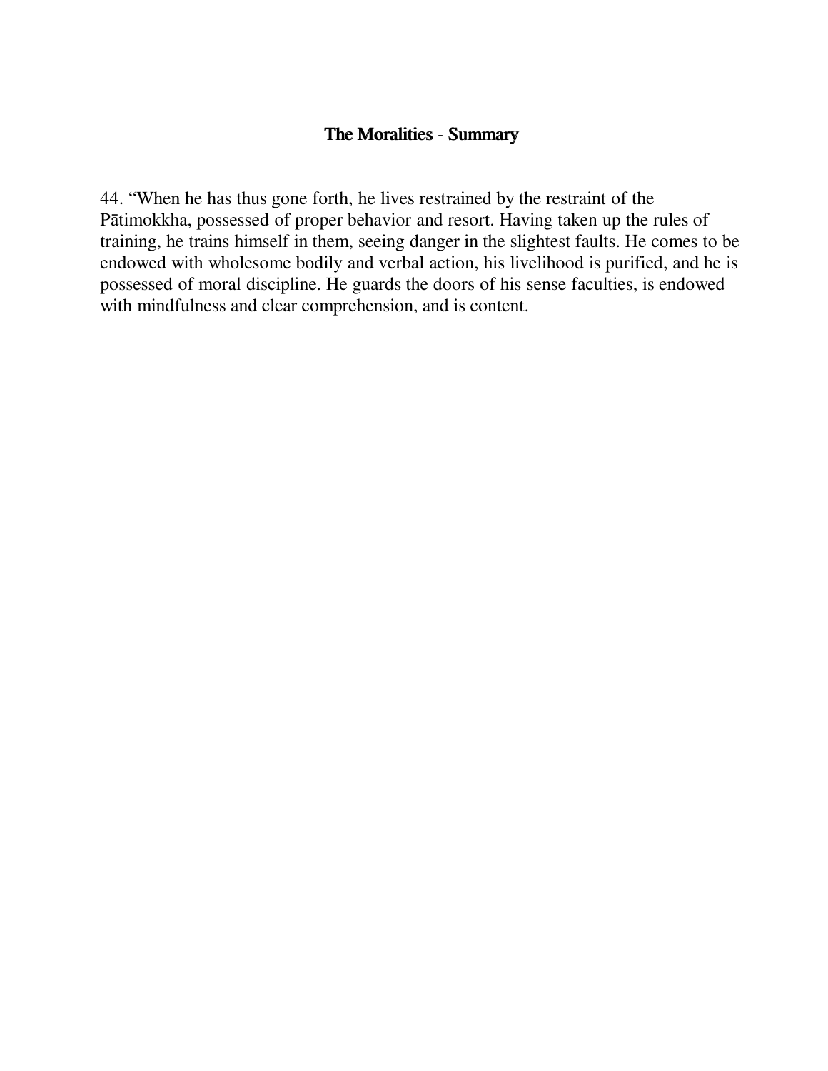### The Moralities - Summary

44. “When he has thus gone forth, he lives restrained by the restraint of the Pātimokkha, possessed of proper behavior and resort. Having taken up the rules of training, he trains himself in them, seeing danger in the slightest faults. He comes to be endowed with wholesome bodily and verbal action, his livelihood is purified, and he is possessed of moral discipline. He guards the doors of his sense faculties, is endowed with mindfulness and clear comprehension, and is content.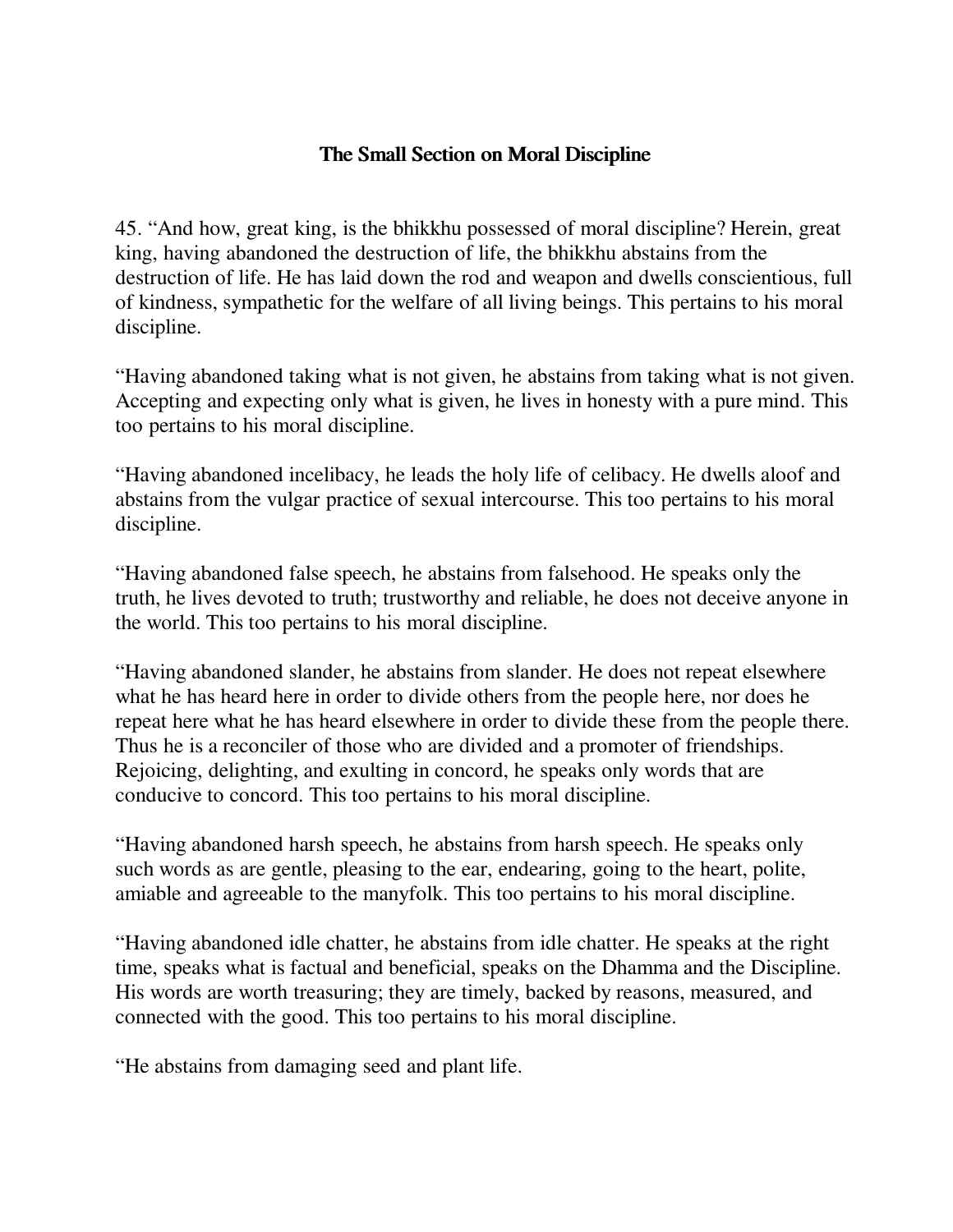## The Small Section on Moral Discipline

45. “And how, great king, is the bhikkhu possessed of moral discipline? Herein, great king, having abandoned the destruction of life, the bhikkhu abstains from the destruction of life. He has laid down the rod and weapon and dwells conscientious, full of kindness, sympathetic for the welfare of all living beings. This pertains to his moral discipline.

“Having abandoned taking what is not given, he abstains from taking what is not given. Accepting and expecting only what is given, he lives in honesty with a pure mind. This too pertains to his moral discipline.

“Having abandoned incelibacy, he leads the holy life of celibacy. He dwells aloof and abstains from the vulgar practice of sexual intercourse. This too pertains to his moral discipline.

“Having abandoned false speech, he abstains from falsehood. He speaks only the truth, he lives devoted to truth; trustworthy and reliable, he does not deceive anyone in the world. This too pertains to his moral discipline.

“Having abandoned slander, he abstains from slander. He does not repeat elsewhere what he has heard here in order to divide others from the people here, nor does he repeat here what he has heard elsewhere in order to divide these from the people there. Thus he is a reconciler of those who are divided and a promoter of friendships. Rejoicing, delighting, and exulting in concord, he speaks only words that are conducive to concord. This too pertains to his moral discipline.

“Having abandoned harsh speech, he abstains from harsh speech. He speaks only such words as are gentle, pleasing to the ear, endearing, going to the heart, polite, amiable and agreeable to the manyfolk. This too pertains to his moral discipline.

“Having abandoned idle chatter, he abstains from idle chatter. He speaks at the right time, speaks what is factual and beneficial, speaks on the Dhamma and the Discipline. His words are worth treasuring; they are timely, backed by reasons, measured, and connected with the good. This too pertains to his moral discipline.

“He abstains from damaging seed and plant life.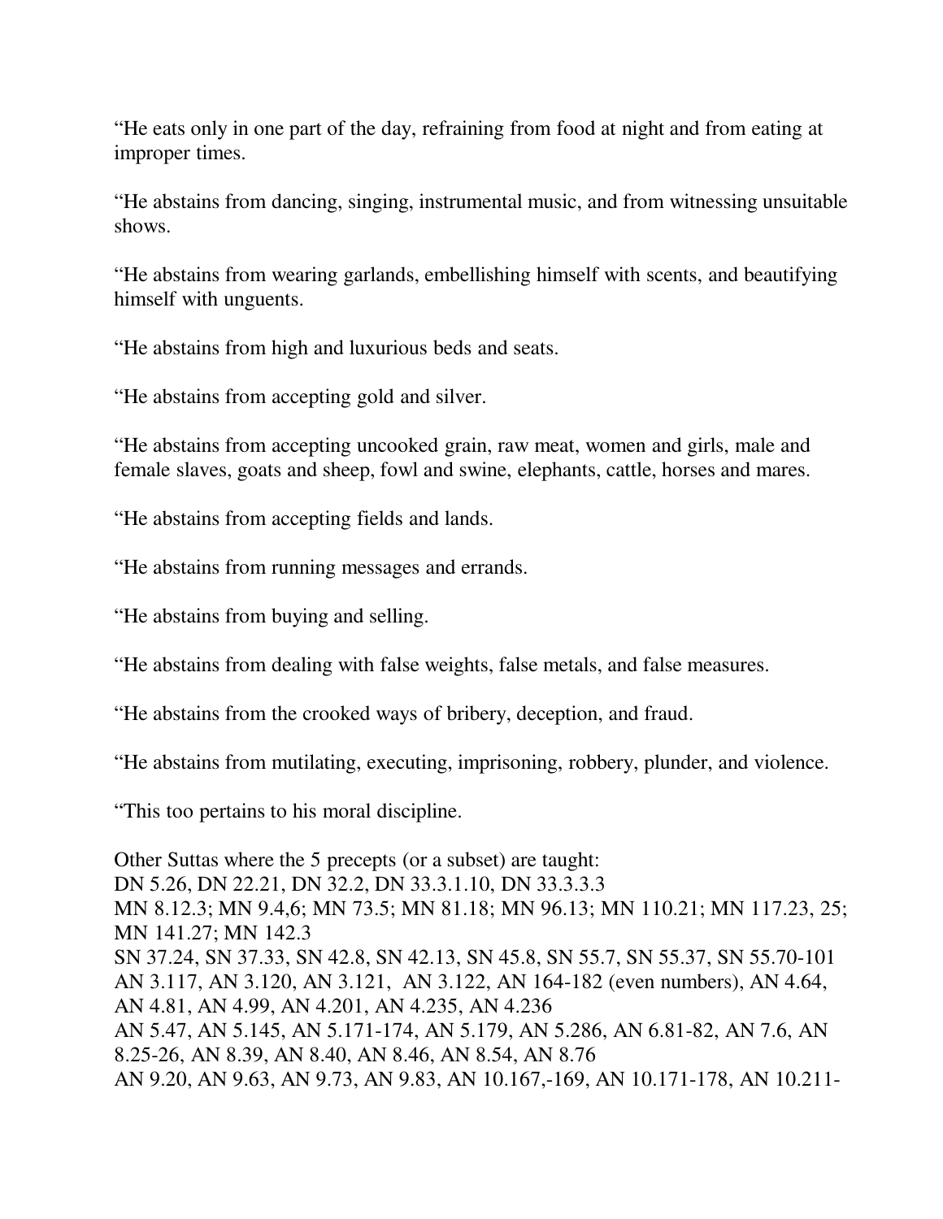“He eats only in one part of the day, refraining from food at night and from eating at improper times.

“He abstains from dancing, singing, instrumental music, and from witnessing unsuitable shows.

“He abstains from wearing garlands, embellishing himself with scents, and beautifying himself with unguents.

“He abstains from high and luxurious beds and seats.

“He abstains from accepting gold and silver.

“He abstains from accepting uncooked grain, raw meat, women and girls, male and female slaves, goats and sheep, fowl and swine, elephants, cattle, horses and mares.

“He abstains from accepting fields and lands.

“He abstains from running messages and errands.

“He abstains from buying and selling.

“He abstains from dealing with false weights, false metals, and false measures.

“He abstains from the crooked ways of bribery, deception, and fraud.

“He abstains from mutilating, executing, imprisoning, robbery, plunder, and violence.

“This too pertains to his moral discipline.

Other Suttas where the 5 precepts (or a subset) are taught:
DN 5.26, DN 22.21, DN 32.2, DN 33.3.1.10, DN 33.3.3.3
MN 8.12.3; MN 9.4,6; MN 73.5; MN 81.18; MN 96.13; MN 110.21; MN 117.23, 25; MN 141.27; MN 142.3
SN 37.24, SN 37.33, SN 42.8, SN 42.13, SN 45.8, SN 55.7, SN 55.37, SN 55.70-101
AN 3.117, AN 3.120, AN 3.121, AN 3.122, AN 164-182 (even numbers), AN 4.64, AN 4.81, AN 4.99, AN 4.201, AN 4.235, AN 4.236
AN 5.47, AN 5.145, AN 5.171-174, AN 5.179, AN 5.286, AN 6.81-82, AN 7.6, AN 8.25-26, AN 8.39, AN 8.40, AN 8.46, AN 8.54, AN 8.76
AN 9.20, AN 9.63, AN 9.73, AN 9.83, AN 10.167,-169, AN 10.171-178, AN 10.211-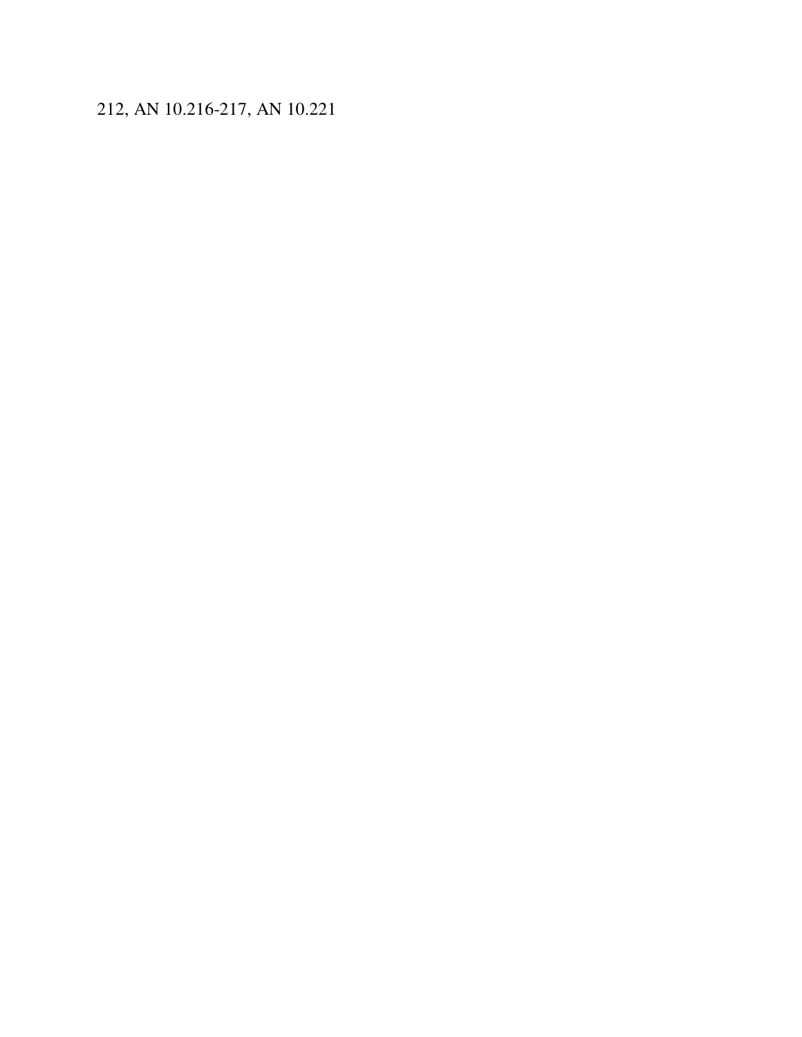212, AN 10.216-217, AN 10.221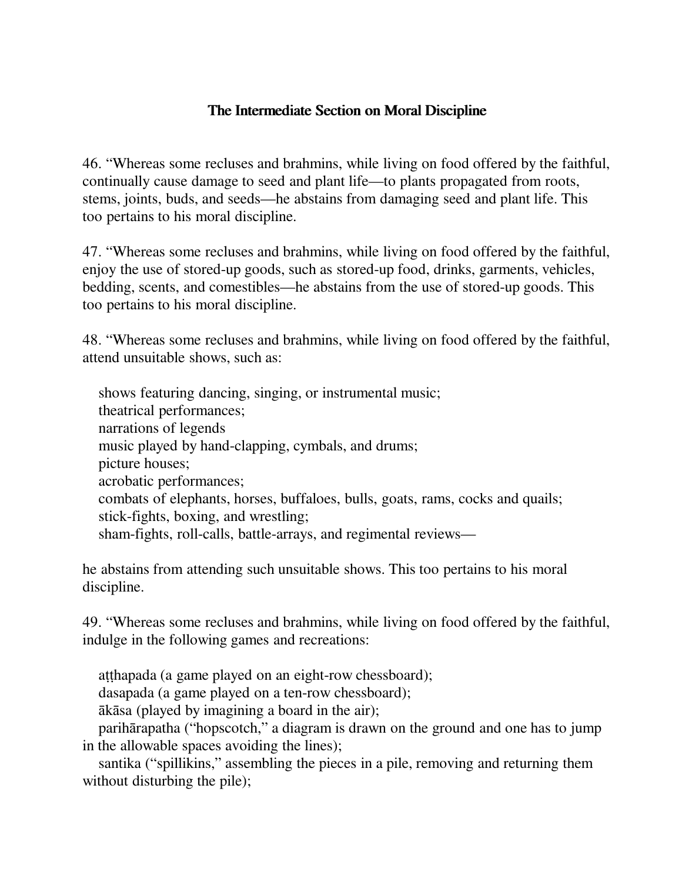## The Intermediate Section on Moral Discipline

46. "Whereas some recluses and brahmins, while living on food offered by the faithful, continually cause damage to seed and plant life—to plants propagated from roots, stems, joints, buds, and seeds—he abstains from damaging seed and plant life. This too pertains to his moral discipline.

47. "Whereas some recluses and brahmins, while living on food offered by the faithful, enjoy the use of stored-up goods, such as stored-up food, drinks, garments, vehicles, bedding, scents, and comestibles—he abstains from the use of stored-up goods. This too pertains to his moral discipline.

48. "Whereas some recluses and brahmins, while living on food offered by the faithful, attend unsuitable shows, such as:

shows featuring dancing, singing, or instrumental music;
theatrical performances;
narrations of legends
music played by hand-clapping, cymbals, and drums;
picture houses;
acrobatic performances;
combats of elephants, horses, buffaloes, bulls, goats, rams, cocks and quails;
stick-fights, boxing, and wrestling;
sham-fights, roll-calls, battle-arrays, and regimental reviews—

he abstains from attending such unsuitable shows. This too pertains to his moral discipline.

49. "Whereas some recluses and brahmins, while living on food offered by the faithful, indulge in the following games and recreations:

aṭṭhapada (a game played on an eight-row chessboard);
dasapada (a game played on a ten-row chessboard);
ākāsa (played by imagining a board in the air);
parihārapatha ("hopscotch," a diagram is drawn on the ground and one has to jump in the allowable spaces avoiding the lines);
santika ("spillikins," assembling the pieces in a pile, removing and returning them without disturbing the pile);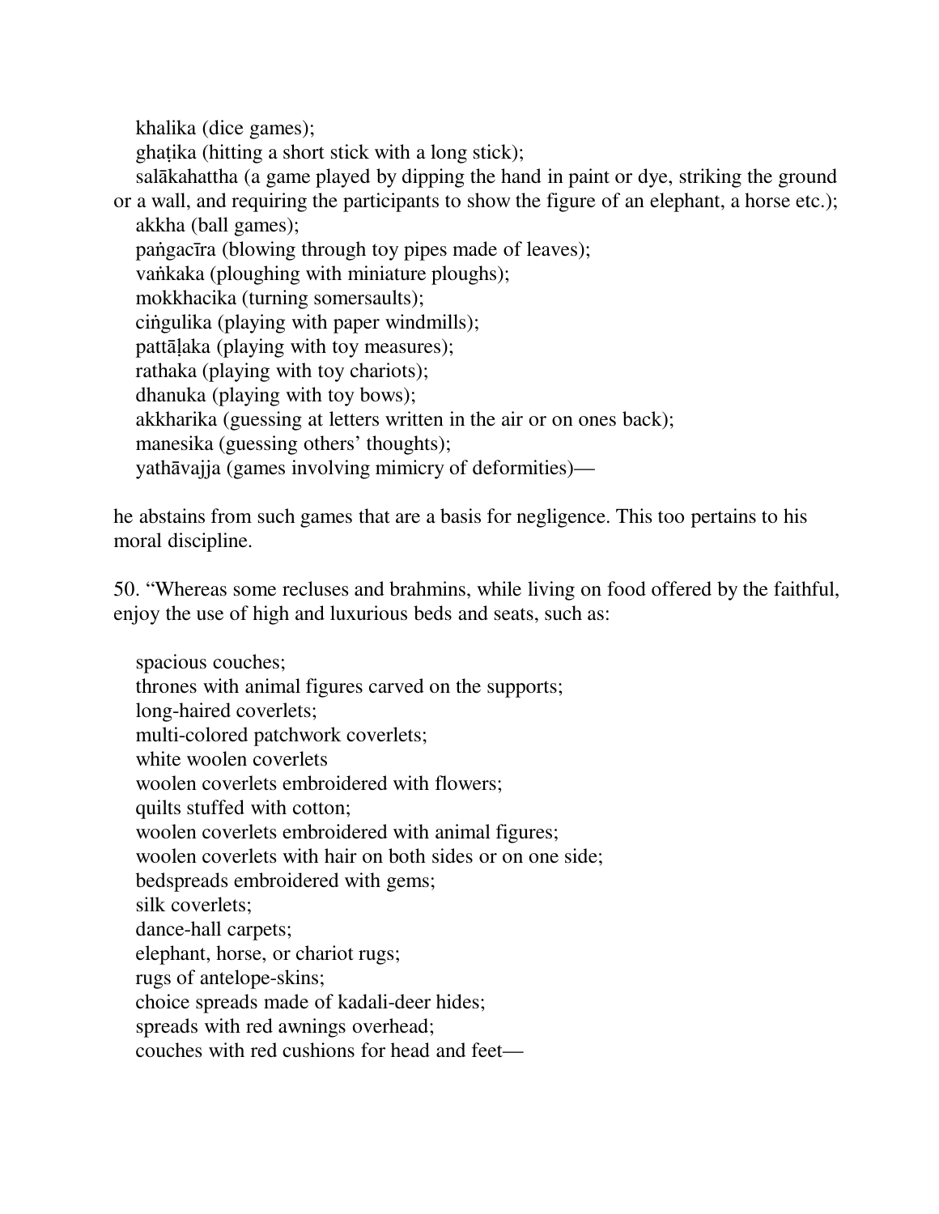khalika (dice games);
ghaṭika (hitting a short stick with a long stick);
salākahattha (a game played by dipping the hand in paint or dye, striking the ground or a wall, and requiring the participants to show the figure of an elephant, a horse etc.);
akkha (ball games);
paṅgacīra (blowing through toy pipes made of leaves);
vaṅkaka (ploughing with miniature ploughs);
mokkhacika (turning somersaults);
ciṅgulika (playing with paper windmills);
pattāḷaka (playing with toy measures);
rathaka (playing with toy chariots);
dhanuka (playing with toy bows);
akkharika (guessing at letters written in the air or on ones back);
manesika (guessing others' thoughts);
yathāvajja (games involving mimicry of deformities)—

he abstains from such games that are a basis for negligence. This too pertains to his moral discipline.

50. "Whereas some recluses and brahmins, while living on food offered by the faithful, enjoy the use of high and luxurious beds and seats, such as:

spacious couches;
thrones with animal figures carved on the supports;
long-haired coverlets;
multi-colored patchwork coverlets;
white woolen coverlets
woolen coverlets embroidered with flowers;
quilts stuffed with cotton;
woolen coverlets embroidered with animal figures;
woolen coverlets with hair on both sides or on one side;
bedspreads embroidered with gems;
silk coverlets;
dance-hall carpets;
elephant, horse, or chariot rugs;
rugs of antelope-skins;
choice spreads made of kadali-deer hides;
spreads with red awnings overhead;
couches with red cushions for head and feet—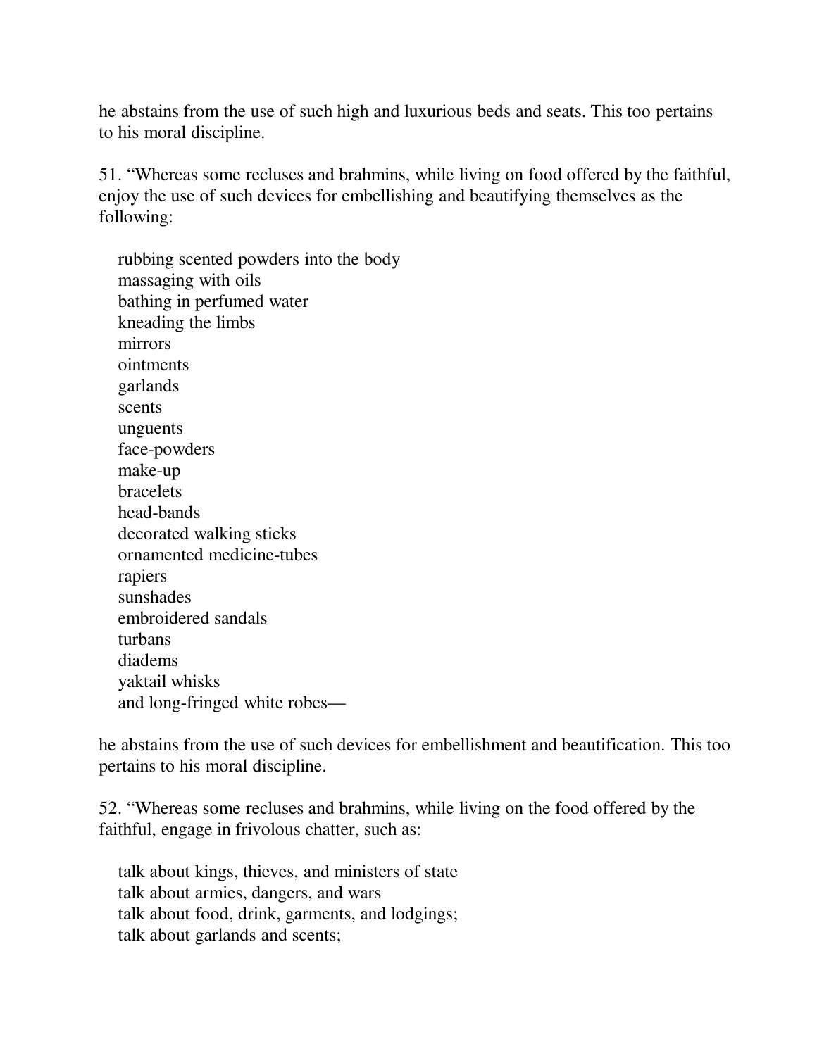he abstains from the use of such high and luxurious beds and seats. This too pertains to his moral discipline.

51. "Whereas some recluses and brahmins, while living on food offered by the faithful, enjoy the use of such devices for embellishing and beautifying themselves as the following:

rubbing scented powders into the body
massaging with oils
bathing in perfumed water
kneading the limbs
mirrors
ointments
garlands
scents
unguents
face-powders
make-up
bracelets
head-bands
decorated walking sticks
ornamented medicine-tubes
rapiers
sunshades
embroidered sandals
turbans
diadems
yaktail whisks
and long-fringed white robes—

he abstains from the use of such devices for embellishment and beautification. This too pertains to his moral discipline.

52. "Whereas some recluses and brahmins, while living on the food offered by the faithful, engage in frivolous chatter, such as:

talk about kings, thieves, and ministers of state
talk about armies, dangers, and wars
talk about food, drink, garments, and lodgings;
talk about garlands and scents;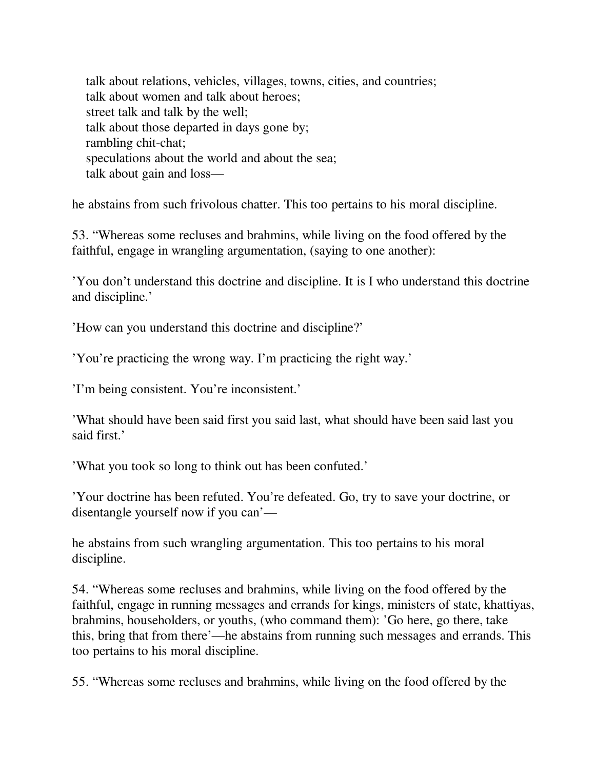talk about relations, vehicles, villages, towns, cities, and countries;
talk about women and talk about heroes;
street talk and talk by the well;
talk about those departed in days gone by;
rambling chit-chat;
speculations about the world and about the sea;
talk about gain and loss—

he abstains from such frivolous chatter. This too pertains to his moral discipline.

53. “Whereas some recluses and brahmins, while living on the food offered by the faithful, engage in wrangling argumentation, (saying to one another):

’You don’t understand this doctrine and discipline. It is I who understand this doctrine and discipline.’

’How can you understand this doctrine and discipline?’

’You’re practicing the wrong way. I’m practicing the right way.’

’I’m being consistent. You’re inconsistent.’

’What should have been said first you said last, what should have been said last you said first.’

’What you took so long to think out has been confuted.’

’Your doctrine has been refuted. You’re defeated. Go, try to save your doctrine, or disentangle yourself now if you can’—

he abstains from such wrangling argumentation. This too pertains to his moral discipline.

54. “Whereas some recluses and brahmins, while living on the food offered by the faithful, engage in running messages and errands for kings, ministers of state, khattiyas, brahmins, householders, or youths, (who command them): ’Go here, go there, take this, bring that from there’—he abstains from running such messages and errands. This too pertains to his moral discipline.

55. “Whereas some recluses and brahmins, while living on the food offered by the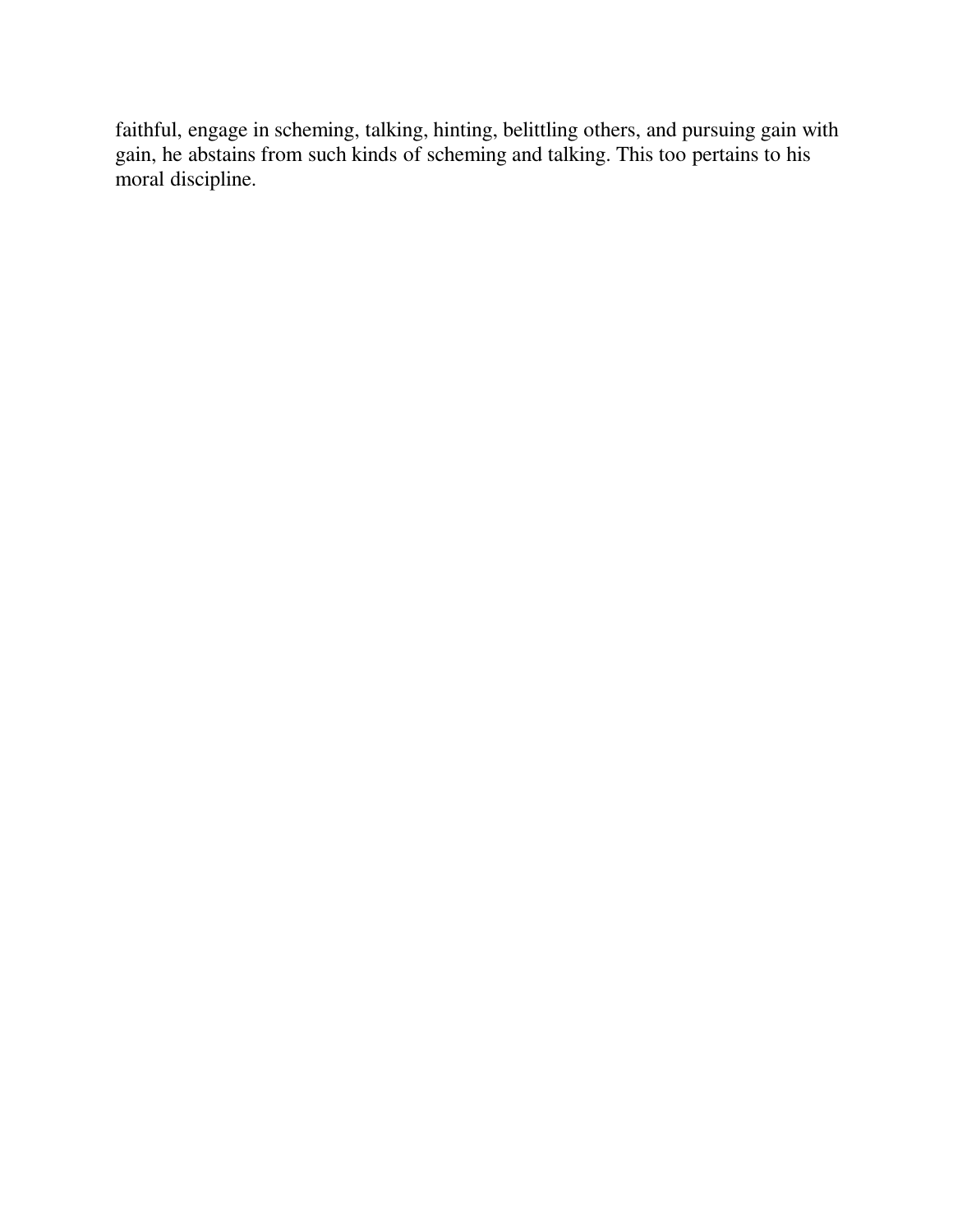faithful, engage in scheming, talking, hinting, belittling others, and pursuing gain with gain, he abstains from such kinds of scheming and talking. This too pertains to his moral discipline.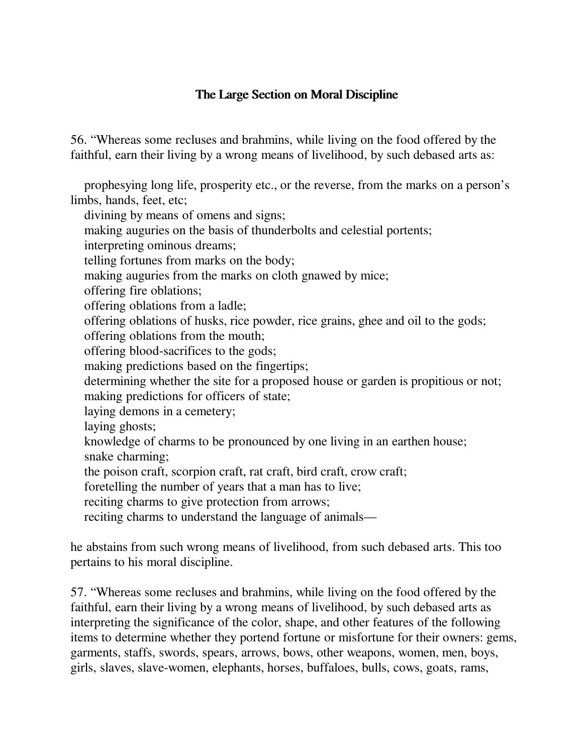### The Large Section on Moral Discipline

56. "Whereas some recluses and brahmins, while living on the food offered by the faithful, earn their living by a wrong means of livelihood, by such debased arts as:

prophesying long life, prosperity etc., or the reverse, from the marks on a person's limbs, hands, feet, etc;
divining by means of omens and signs;
making auguries on the basis of thunderbolts and celestial portents;
interpreting ominous dreams;
telling fortunes from marks on the body;
making auguries from the marks on cloth gnawed by mice;
offering fire oblations;
offering oblations from a ladle;
offering oblations of husks, rice powder, rice grains, ghee and oil to the gods;
offering oblations from the mouth;
offering blood-sacrifices to the gods;
making predictions based on the fingertips;
determining whether the site for a proposed house or garden is propitious or not;
making predictions for officers of state;
laying demons in a cemetery;
laying ghosts;
knowledge of charms to be pronounced by one living in an earthen house;
snake charming;
the poison craft, scorpion craft, rat craft, bird craft, crow craft;
foretelling the number of years that a man has to live;
reciting charms to give protection from arrows;
reciting charms to understand the language of animals—

he abstains from such wrong means of livelihood, from such debased arts. This too pertains to his moral discipline.

57. "Whereas some recluses and brahmins, while living on the food offered by the faithful, earn their living by a wrong means of livelihood, by such debased arts as interpreting the significance of the color, shape, and other features of the following items to determine whether they portend fortune or misfortune for their owners: gems, garments, staffs, swords, spears, arrows, bows, other weapons, women, men, boys, girls, slaves, slave-women, elephants, horses, buffaloes, bulls, cows, goats, rams,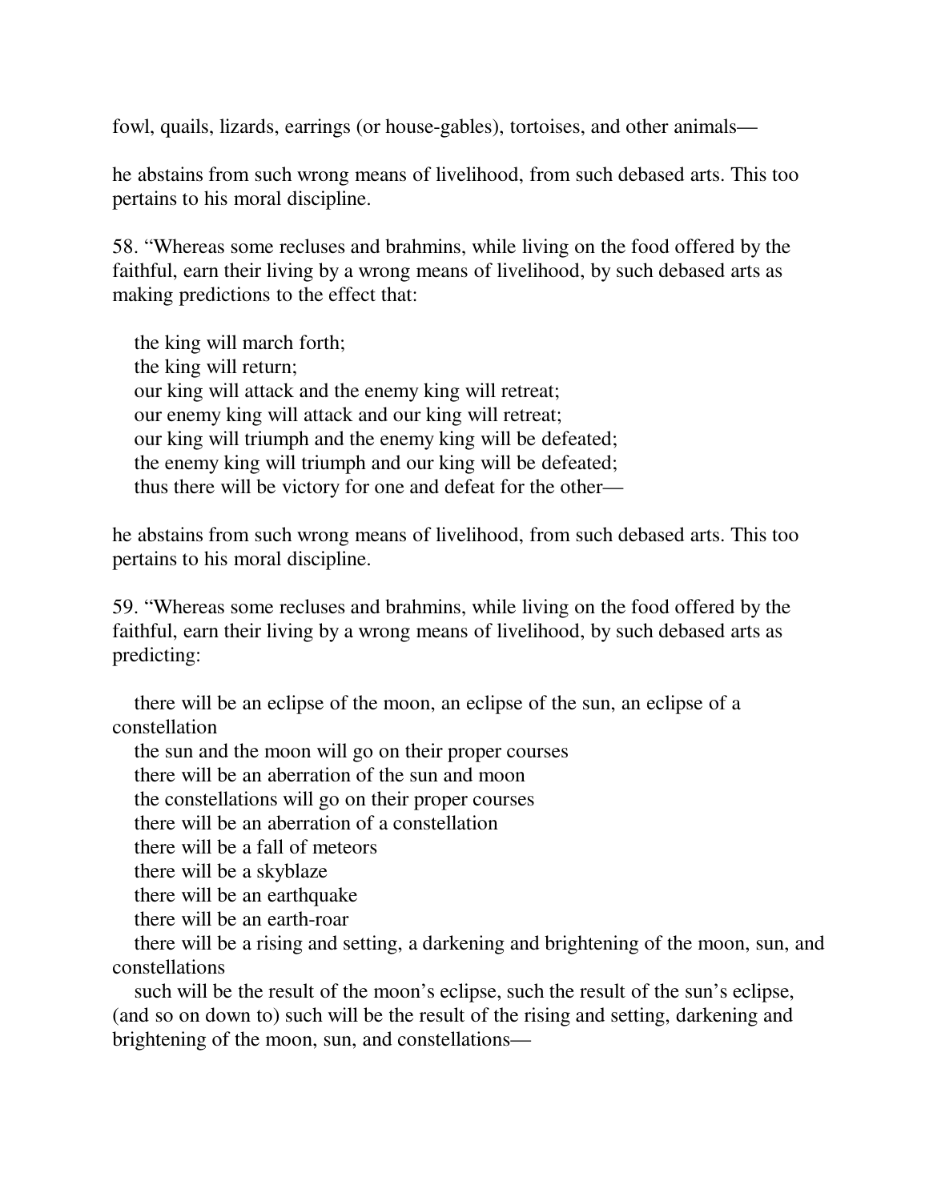fowl, quails, lizards, earrings (or house-gables), tortoises, and other animals—

he abstains from such wrong means of livelihood, from such debased arts. This too pertains to his moral discipline.

58. “Whereas some recluses and brahmins, while living on the food offered by the faithful, earn their living by a wrong means of livelihood, by such debased arts as making predictions to the effect that:

the king will march forth;  
the king will return;  
our king will attack and the enemy king will retreat;  
our enemy king will attack and our king will retreat;  
our king will triumph and the enemy king will be defeated;  
the enemy king will triumph and our king will be defeated;  
thus there will be victory for one and defeat for the other—

he abstains from such wrong means of livelihood, from such debased arts. This too pertains to his moral discipline.

59. “Whereas some recluses and brahmins, while living on the food offered by the faithful, earn their living by a wrong means of livelihood, by such debased arts as predicting:

there will be an eclipse of the moon, an eclipse of the sun, an eclipse of a constellation  
the sun and the moon will go on their proper courses  
there will be an aberration of the sun and moon  
the constellations will go on their proper courses  
there will be an aberration of a constellation  
there will be a fall of meteors  
there will be a skyblaze  
there will be an earthquake  
there will be an earth-roar  
there will be a rising and setting, a darkening and brightening of the moon, sun, and constellations  
such will be the result of the moon’s eclipse, such the result of the sun’s eclipse, (and so on down to) such will be the result of the rising and setting, darkening and brightening of the moon, sun, and constellations—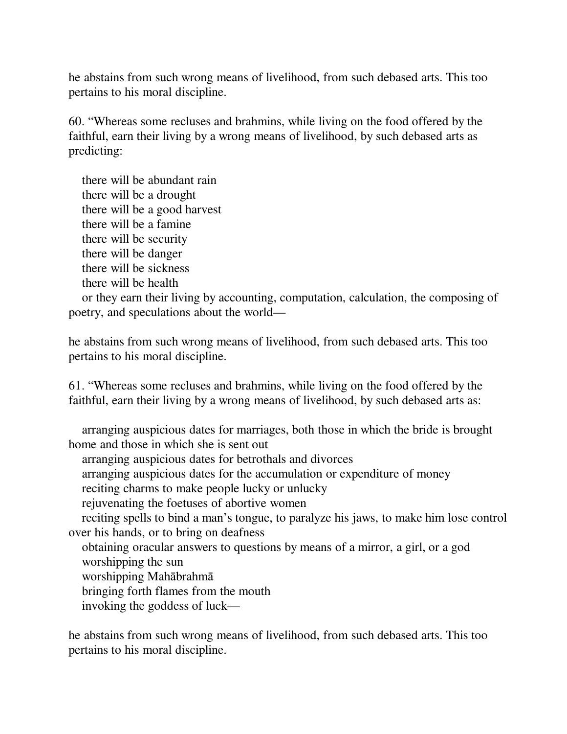he abstains from such wrong means of livelihood, from such debased arts. This too pertains to his moral discipline.

60. “Whereas some recluses and brahmins, while living on the food offered by the faithful, earn their living by a wrong means of livelihood, by such debased arts as predicting:

there will be abundant rain  
there will be a drought  
there will be a good harvest  
there will be a famine  
there will be security  
there will be danger  
there will be sickness  
there will be health  
or they earn their living by accounting, computation, calculation, the composing of poetry, and speculations about the world—

he abstains from such wrong means of livelihood, from such debased arts. This too pertains to his moral discipline.

61. “Whereas some recluses and brahmins, while living on the food offered by the faithful, earn their living by a wrong means of livelihood, by such debased arts as:

arranging auspicious dates for marriages, both those in which the bride is brought home and those in which she is sent out  
arranging auspicious dates for betrothals and divorces  
arranging auspicious dates for the accumulation or expenditure of money  
reciting charms to make people lucky or unlucky  
rejuvenating the foetuses of abortive women  
reciting spells to bind a man’s tongue, to paralyze his jaws, to make him lose control over his hands, or to bring on deafness  
obtaining oracular answers to questions by means of a mirror, a girl, or a god  
worshipping the sun  
worshipping Mahābrahmā  
bringing forth flames from the mouth  
invoking the goddess of luck—

he abstains from such wrong means of livelihood, from such debased arts. This too pertains to his moral discipline.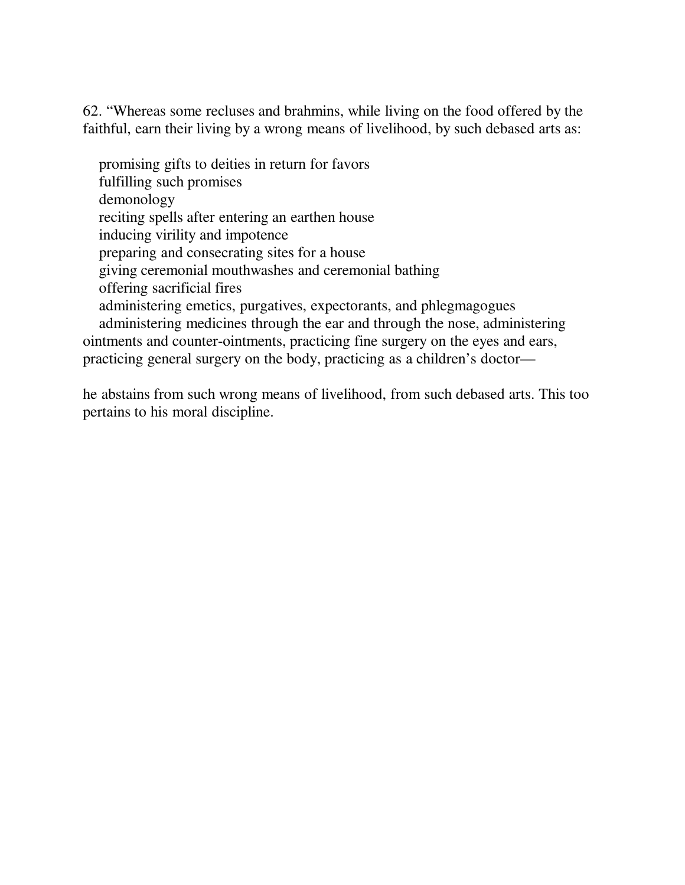62. "Whereas some recluses and brahmins, while living on the food offered by the faithful, earn their living by a wrong means of livelihood, by such debased arts as:

promising gifts to deities in return for favors
fulfilling such promises
demonology
reciting spells after entering an earthen house
inducing virility and impotence
preparing and consecrating sites for a house
giving ceremonial mouthwashes and ceremonial bathing
offering sacrificial fires
administering emetics, purgatives, expectorants, and phlegmagogues
administering medicines through the ear and through the nose, administering ointments and counter-ointments, practicing fine surgery on the eyes and ears, practicing general surgery on the body, practicing as a children's doctor—

he abstains from such wrong means of livelihood, from such debased arts. This too pertains to his moral discipline.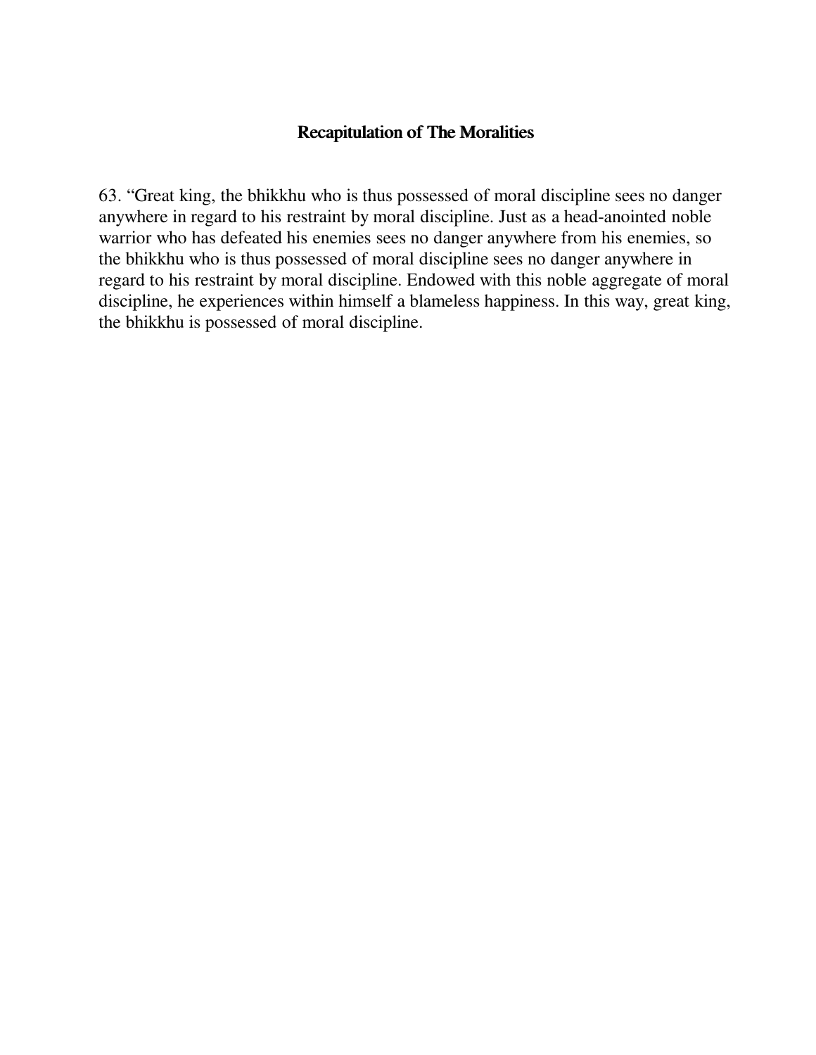## Recapitulation of The Moralities

63. “Great king, the bhikkhu who is thus possessed of moral discipline sees no danger anywhere in regard to his restraint by moral discipline. Just as a head-anointed noble warrior who has defeated his enemies sees no danger anywhere from his enemies, so the bhikkhu who is thus possessed of moral discipline sees no danger anywhere in regard to his restraint by moral discipline. Endowed with this noble aggregate of moral discipline, he experiences within himself a blameless happiness. In this way, great king, the bhikkhu is possessed of moral discipline.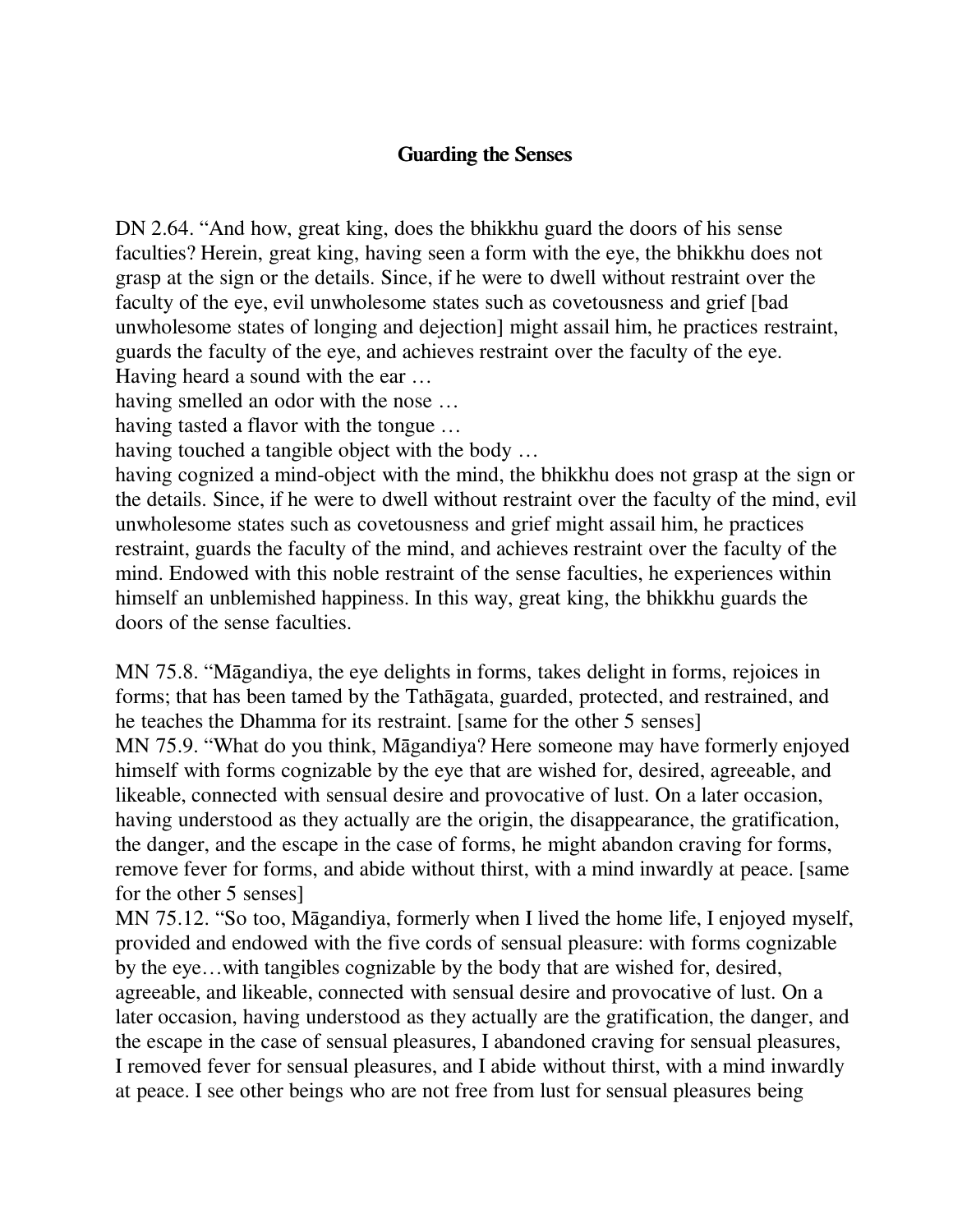## Guarding the Senses

DN 2.64. "And how, great king, does the bhikkhu guard the doors of his sense faculties? Herein, great king, having seen a form with the eye, the bhikkhu does not grasp at the sign or the details. Since, if he were to dwell without restraint over the faculty of the eye, evil unwholesome states such as covetousness and grief [bad unwholesome states of longing and dejection] might assail him, he practices restraint, guards the faculty of the eye, and achieves restraint over the faculty of the eye.
Having heard a sound with the ear …
having smelled an odor with the nose …
having tasted a flavor with the tongue …
having touched a tangible object with the body …
having cognized a mind-object with the mind, the bhikkhu does not grasp at the sign or the details. Since, if he were to dwell without restraint over the faculty of the mind, evil unwholesome states such as covetousness and grief might assail him, he practices restraint, guards the faculty of the mind, and achieves restraint over the faculty of the mind. Endowed with this noble restraint of the sense faculties, he experiences within himself an unblemished happiness. In this way, great king, the bhikkhu guards the doors of the sense faculties.

MN 75.8. "Māgandiya, the eye delights in forms, takes delight in forms, rejoices in forms; that has been tamed by the Tathāgata, guarded, protected, and restrained, and he teaches the Dhamma for its restraint. [same for the other 5 senses]
MN 75.9. "What do you think, Māgandiya? Here someone may have formerly enjoyed himself with forms cognizable by the eye that are wished for, desired, agreeable, and likeable, connected with sensual desire and provocative of lust. On a later occasion, having understood as they actually are the origin, the disappearance, the gratification, the danger, and the escape in the case of forms, he might abandon craving for forms, remove fever for forms, and abide without thirst, with a mind inwardly at peace. [same for the other 5 senses]
MN 75.12. "So too, Māgandiya, formerly when I lived the home life, I enjoyed myself, provided and endowed with the five cords of sensual pleasure: with forms cognizable by the eye…with tangibles cognizable by the body that are wished for, desired, agreeable, and likeable, connected with sensual desire and provocative of lust. On a later occasion, having understood as they actually are the gratification, the danger, and the escape in the case of sensual pleasures, I abandoned craving for sensual pleasures, I removed fever for sensual pleasures, and I abide without thirst, with a mind inwardly at peace. I see other beings who are not free from lust for sensual pleasures being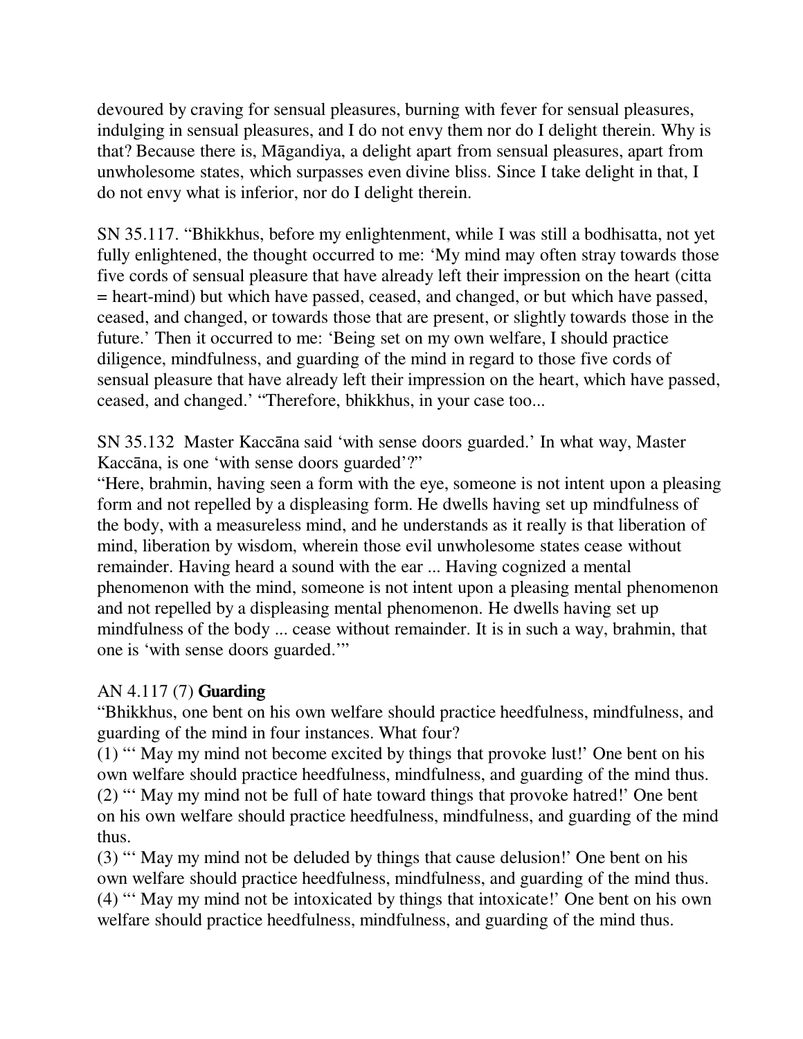devoured by craving for sensual pleasures, burning with fever for sensual pleasures, indulging in sensual pleasures, and I do not envy them nor do I delight therein. Why is that? Because there is, Māgandiya, a delight apart from sensual pleasures, apart from unwholesome states, which surpasses even divine bliss. Since I take delight in that, I do not envy what is inferior, nor do I delight therein.

SN 35.117. "Bhikkhus, before my enlightenment, while I was still a bodhisatta, not yet fully enlightened, the thought occurred to me: 'My mind may often stray towards those five cords of sensual pleasure that have already left their impression on the heart (citta = heart-mind) but which have passed, ceased, and changed, or but which have passed, ceased, and changed, or towards those that are present, or slightly towards those in the future.' Then it occurred to me: 'Being set on my own welfare, I should practice diligence, mindfulness, and guarding of the mind in regard to those five cords of sensual pleasure that have already left their impression on the heart, which have passed, ceased, and changed.' "Therefore, bhikkhus, in your case too...

SN 35.132 Master Kaccāna said 'with sense doors guarded.' In what way, Master Kaccāna, is one 'with sense doors guarded'?"
"Here, brahmin, having seen a form with the eye, someone is not intent upon a pleasing form and not repelled by a displeasing form. He dwells having set up mindfulness of the body, with a measureless mind, and he understands as it really is that liberation of mind, liberation by wisdom, wherein those evil unwholesome states cease without remainder. Having heard a sound with the ear ... Having cognized a mental phenomenon with the mind, someone is not intent upon a pleasing mental phenomenon and not repelled by a displeasing mental phenomenon. He dwells having set up mindfulness of the body ... cease without remainder. It is in such a way, brahmin, that one is 'with sense doors guarded.'"

AN 4.117 (7) **Guarding**
"Bhikkhus, one bent on his own welfare should practice heedfulness, mindfulness, and guarding of the mind in four instances. What four?
(1) "' May my mind not become excited by things that provoke lust!' One bent on his own welfare should practice heedfulness, mindfulness, and guarding of the mind thus.
(2) "' May my mind not be full of hate toward things that provoke hatred!' One bent on his own welfare should practice heedfulness, mindfulness, and guarding of the mind thus.
(3) "' May my mind not be deluded by things that cause delusion!' One bent on his own welfare should practice heedfulness, mindfulness, and guarding of the mind thus.
(4) "' May my mind not be intoxicated by things that intoxicate!' One bent on his own welfare should practice heedfulness, mindfulness, and guarding of the mind thus.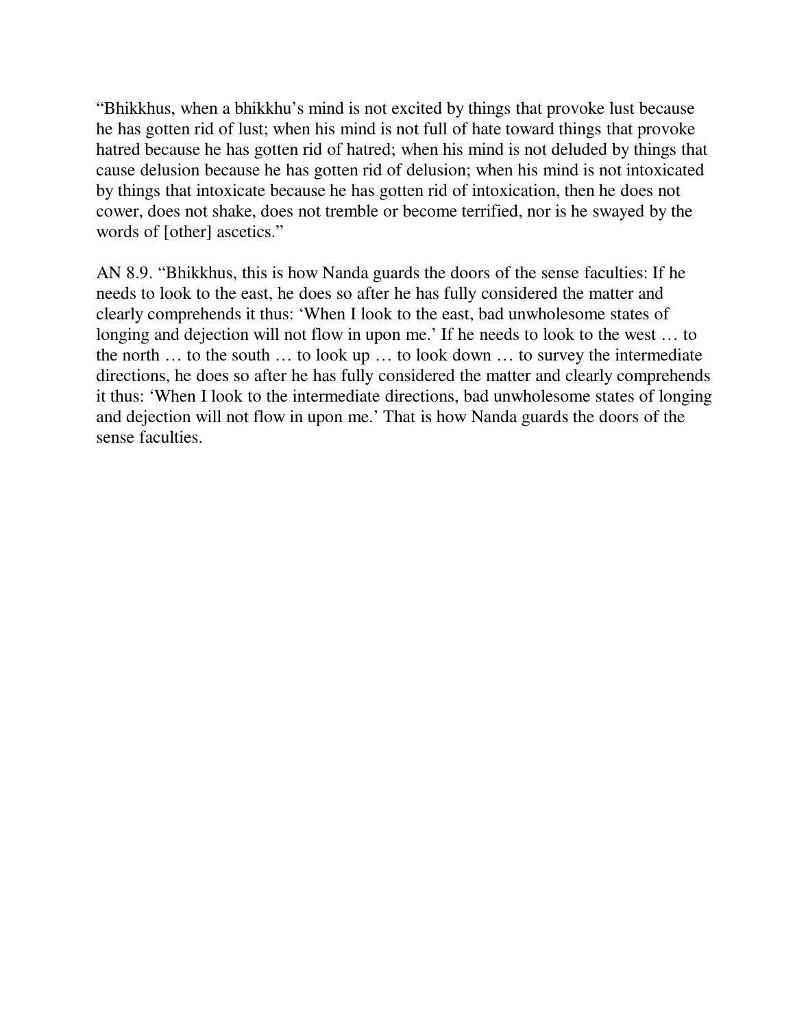"Bhikkhus, when a bhikkhu's mind is not excited by things that provoke lust because he has gotten rid of lust; when his mind is not full of hate toward things that provoke hatred because he has gotten rid of hatred; when his mind is not deluded by things that cause delusion because he has gotten rid of delusion; when his mind is not intoxicated by things that intoxicate because he has gotten rid of intoxication, then he does not cower, does not shake, does not tremble or become terrified, nor is he swayed by the words of [other] ascetics."

AN 8.9. "Bhikkhus, this is how Nanda guards the doors of the sense faculties: If he needs to look to the east, he does so after he has fully considered the matter and clearly comprehends it thus: 'When I look to the east, bad unwholesome states of longing and dejection will not flow in upon me.' If he needs to look to the west … to the north … to the south … to look up … to look down … to survey the intermediate directions, he does so after he has fully considered the matter and clearly comprehends it thus: 'When I look to the intermediate directions, bad unwholesome states of longing and dejection will not flow in upon me.' That is how Nanda guards the doors of the sense faculties.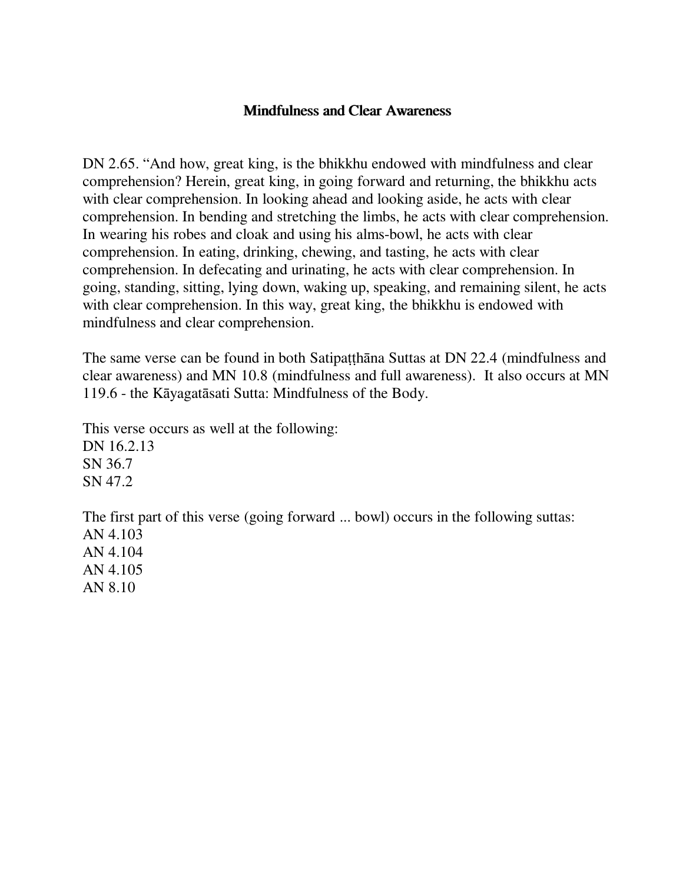## Mindfulness and Clear Awareness

DN 2.65. "And how, great king, is the bhikkhu endowed with mindfulness and clear comprehension? Herein, great king, in going forward and returning, the bhikkhu acts with clear comprehension. In looking ahead and looking aside, he acts with clear comprehension. In bending and stretching the limbs, he acts with clear comprehension. In wearing his robes and cloak and using his alms-bowl, he acts with clear comprehension. In eating, drinking, chewing, and tasting, he acts with clear comprehension. In defecating and urinating, he acts with clear comprehension. In going, standing, sitting, lying down, waking up, speaking, and remaining silent, he acts with clear comprehension. In this way, great king, the bhikkhu is endowed with mindfulness and clear comprehension.

The same verse can be found in both Satipaṭṭhāna Suttas at DN 22.4 (mindfulness and clear awareness) and MN 10.8 (mindfulness and full awareness). It also occurs at MN 119.6 - the Kāyagatāsati Sutta: Mindfulness of the Body.

This verse occurs as well at the following:
DN 16.2.13
SN 36.7
SN 47.2

The first part of this verse (going forward ... bowl) occurs in the following suttas:
AN 4.103
AN 4.104
AN 4.105
AN 8.10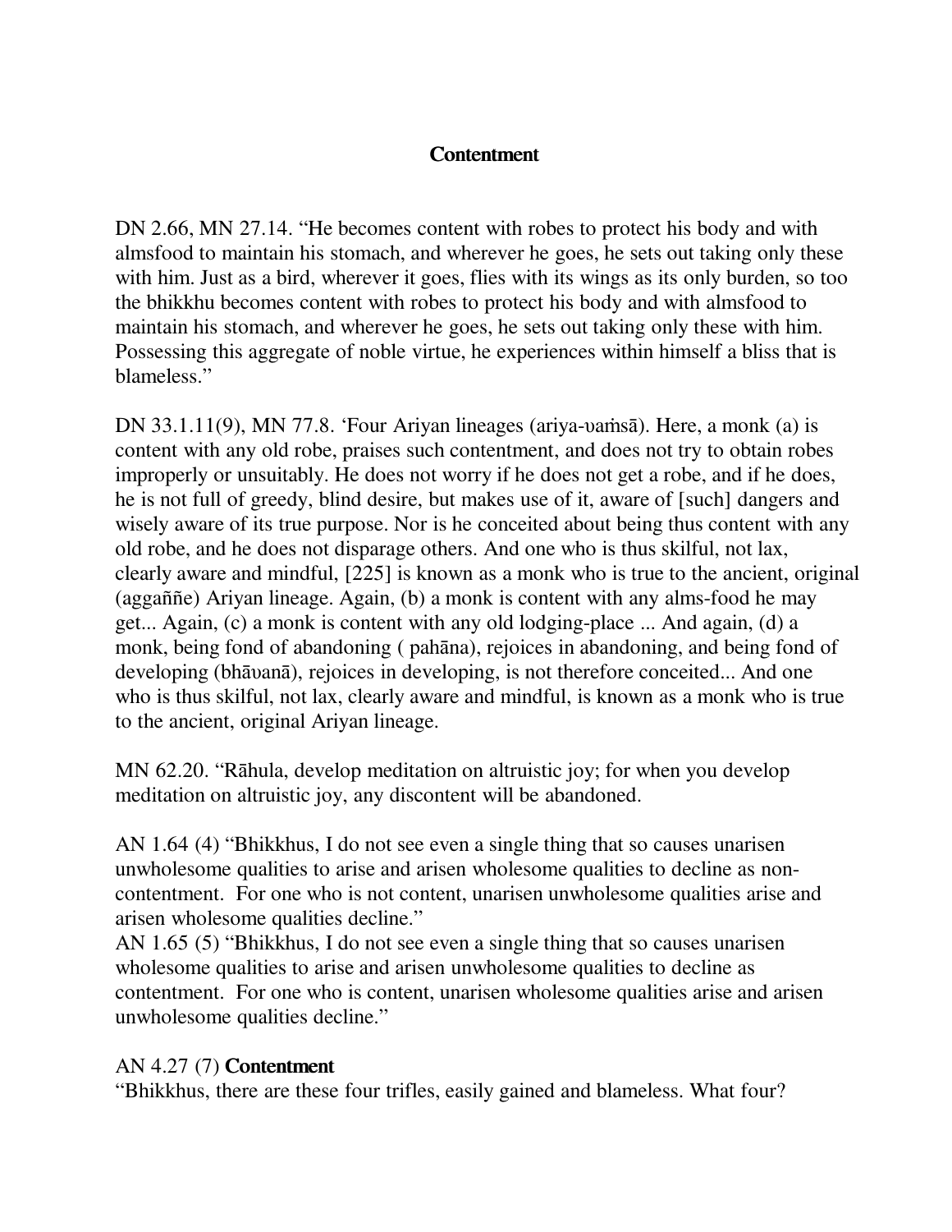# Contentment

DN 2.66, MN 27.14. "He becomes content with robes to protect his body and with almsfood to maintain his stomach, and wherever he goes, he sets out taking only these with him. Just as a bird, wherever it goes, flies with its wings as its only burden, so too the bhikkhu becomes content with robes to protect his body and with almsfood to maintain his stomach, and wherever he goes, he sets out taking only these with him. Possessing this aggregate of noble virtue, he experiences within himself a bliss that is blameless."

DN 33.1.11(9), MN 77.8. 'Four Ariyan lineages (ariya-ʋaṁsā). Here, a monk (a) is content with any old robe, praises such contentment, and does not try to obtain robes improperly or unsuitably. He does not worry if he does not get a robe, and if he does, he is not full of greedy, blind desire, but makes use of it, aware of [such] dangers and wisely aware of its true purpose. Nor is he conceited about being thus content with any old robe, and he does not disparage others. And one who is thus skilful, not lax, clearly aware and mindful, [225] is known as a monk who is true to the ancient, original (aggaññe) Ariyan lineage. Again, (b) a monk is content with any alms-food he may get... Again, (c) a monk is content with any old lodging-place ... And again, (d) a monk, being fond of abandoning ( pahāna), rejoices in abandoning, and being fond of developing (bhāʋanā), rejoices in developing, is not therefore conceited... And one who is thus skilful, not lax, clearly aware and mindful, is known as a monk who is true to the ancient, original Ariyan lineage.

MN 62.20. "Rāhula, develop meditation on altruistic joy; for when you develop meditation on altruistic joy, any discontent will be abandoned.

AN 1.64 (4) "Bhikkhus, I do not see even a single thing that so causes unarisen unwholesome qualities to arise and arisen wholesome qualities to decline as non-contentment. For one who is not content, unarisen unwholesome qualities arise and arisen wholesome qualities decline."
AN 1.65 (5) "Bhikkhus, I do not see even a single thing that so causes unarisen wholesome qualities to arise and arisen unwholesome qualities to decline as contentment. For one who is content, unarisen wholesome qualities arise and arisen unwholesome qualities decline."

AN 4.27 (7) **Contentment**
"Bhikkhus, there are these four trifles, easily gained and blameless. What four?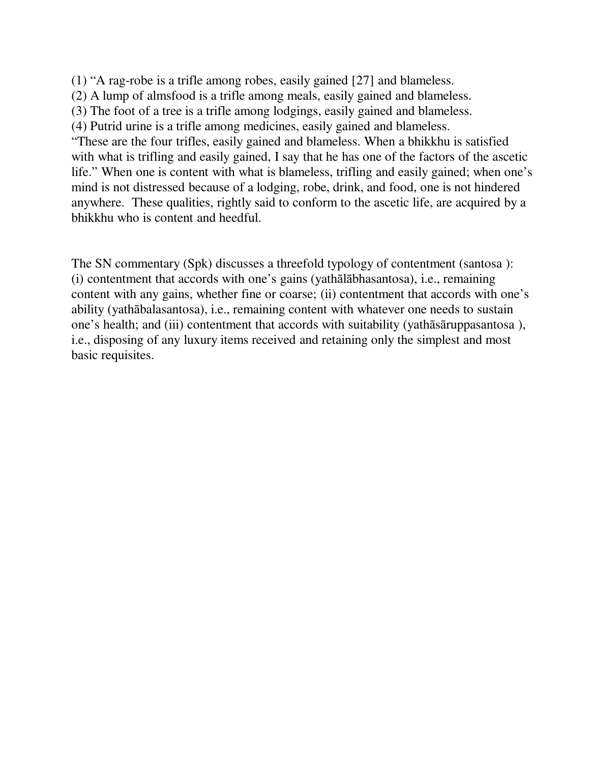(1) "A rag-robe is a trifle among robes, easily gained [27] and blameless.
(2) A lump of almsfood is a trifle among meals, easily gained and blameless.
(3) The foot of a tree is a trifle among lodgings, easily gained and blameless.
(4) Putrid urine is a trifle among medicines, easily gained and blameless.
"These are the four trifles, easily gained and blameless. When a bhikkhu is satisfied with what is trifling and easily gained, I say that he has one of the factors of the ascetic life." When one is content with what is blameless, trifling and easily gained; when one's mind is not distressed because of a lodging, robe, drink, and food, one is not hindered anywhere. These qualities, rightly said to conform to the ascetic life, are acquired by a bhikkhu who is content and heedful.

The SN commentary (Spk) discusses a threefold typology of contentment (santosa ): (i) contentment that accords with one's gains (yathālābhasantosa), i.e., remaining content with any gains, whether fine or coarse; (ii) contentment that accords with one's ability (yathābalasantosa), i.e., remaining content with whatever one needs to sustain one's health; and (iii) contentment that accords with suitability (yathāsāruppasantosa ), i.e., disposing of any luxury items received and retaining only the simplest and most basic requisites.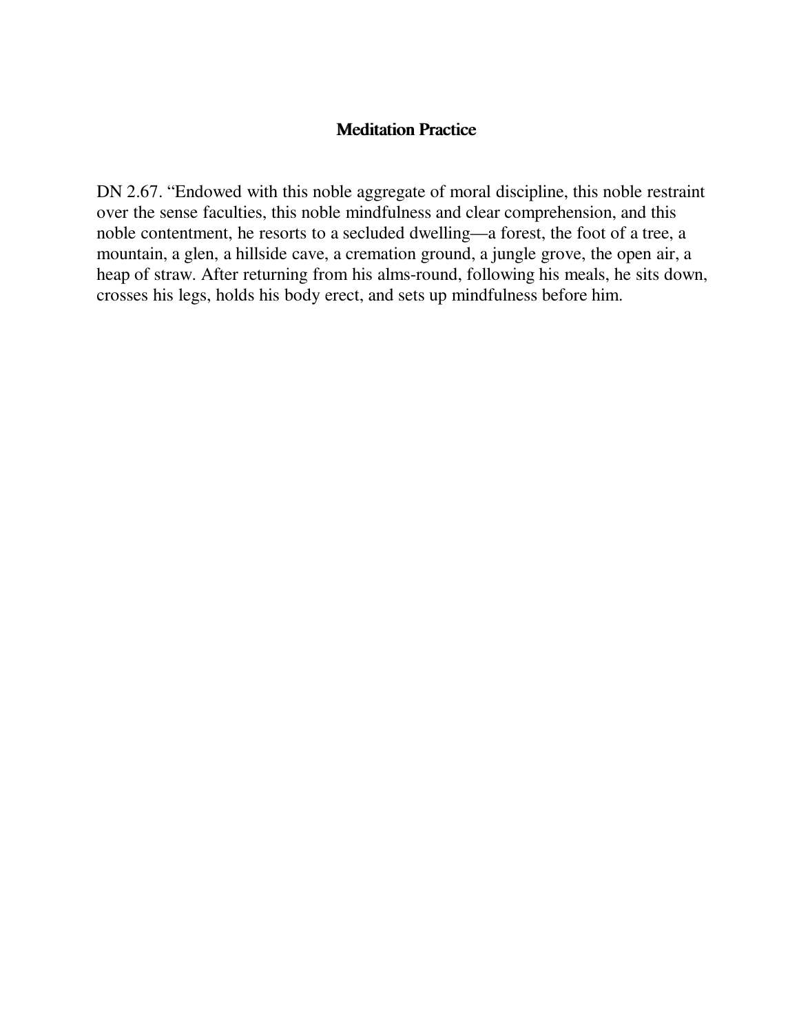## Meditation Practice

DN 2.67. "Endowed with this noble aggregate of moral discipline, this noble restraint over the sense faculties, this noble mindfulness and clear comprehension, and this noble contentment, he resorts to a secluded dwelling—a forest, the foot of a tree, a mountain, a glen, a hillside cave, a cremation ground, a jungle grove, the open air, a heap of straw. After returning from his alms-round, following his meals, he sits down, crosses his legs, holds his body erect, and sets up mindfulness before him.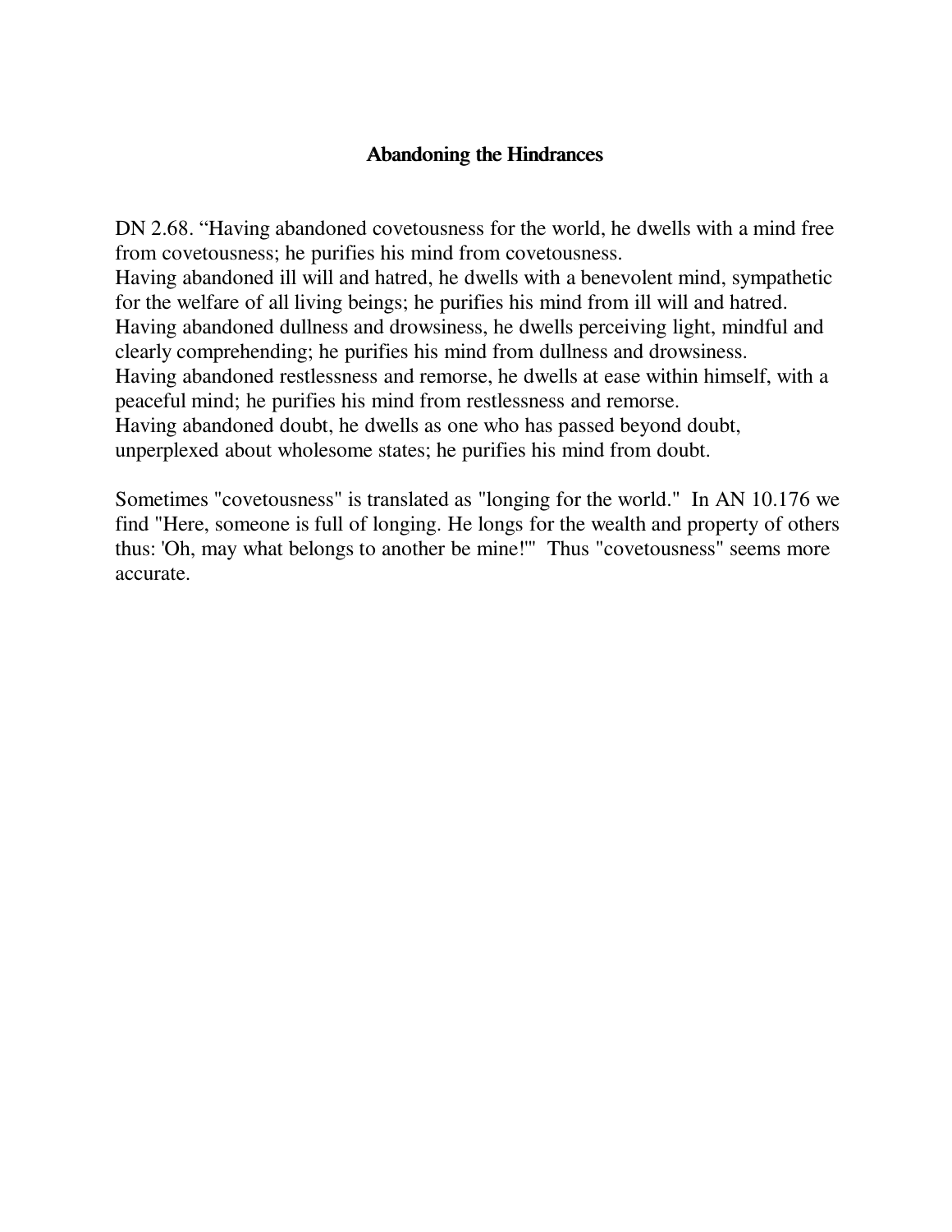## Abandoning the Hindrances

DN 2.68. "Having abandoned covetousness for the world, he dwells with a mind free from covetousness; he purifies his mind from covetousness.
Having abandoned ill will and hatred, he dwells with a benevolent mind, sympathetic for the welfare of all living beings; he purifies his mind from ill will and hatred.
Having abandoned dullness and drowsiness, he dwells perceiving light, mindful and clearly comprehending; he purifies his mind from dullness and drowsiness.
Having abandoned restlessness and remorse, he dwells at ease within himself, with a peaceful mind; he purifies his mind from restlessness and remorse.
Having abandoned doubt, he dwells as one who has passed beyond doubt, unperplexed about wholesome states; he purifies his mind from doubt.

Sometimes "covetousness" is translated as "longing for the world." In AN 10.176 we find "Here, someone is full of longing. He longs for the wealth and property of others thus: 'Oh, may what belongs to another be mine!'" Thus "covetousness" seems more accurate.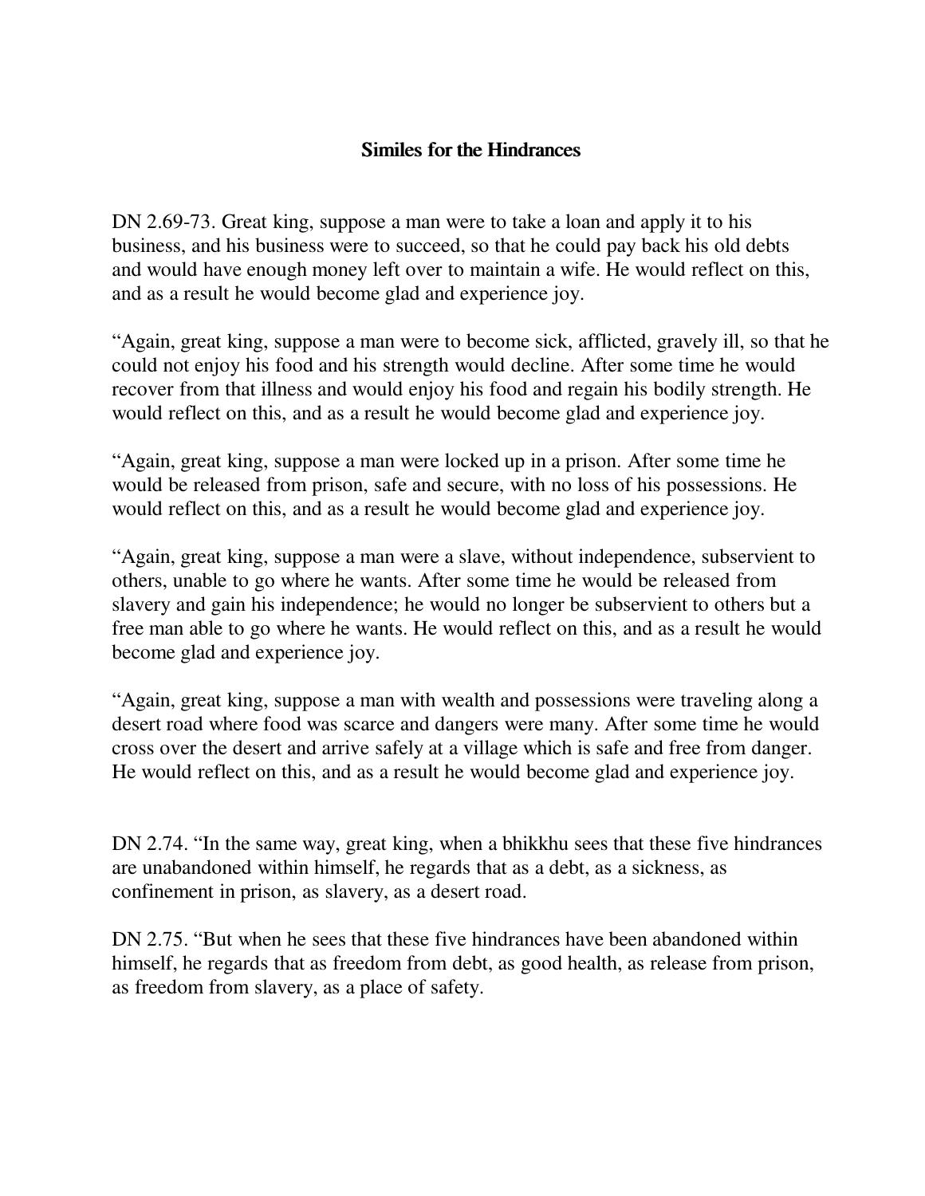## Similes for the Hindrances

DN 2.69-73. Great king, suppose a man were to take a loan and apply it to his business, and his business were to succeed, so that he could pay back his old debts and would have enough money left over to maintain a wife. He would reflect on this, and as a result he would become glad and experience joy.

“Again, great king, suppose a man were to become sick, afflicted, gravely ill, so that he could not enjoy his food and his strength would decline. After some time he would recover from that illness and would enjoy his food and regain his bodily strength. He would reflect on this, and as a result he would become glad and experience joy.

“Again, great king, suppose a man were locked up in a prison. After some time he would be released from prison, safe and secure, with no loss of his possessions. He would reflect on this, and as a result he would become glad and experience joy.

“Again, great king, suppose a man were a slave, without independence, subservient to others, unable to go where he wants. After some time he would be released from slavery and gain his independence; he would no longer be subservient to others but a free man able to go where he wants. He would reflect on this, and as a result he would become glad and experience joy.

“Again, great king, suppose a man with wealth and possessions were traveling along a desert road where food was scarce and dangers were many. After some time he would cross over the desert and arrive safely at a village which is safe and free from danger. He would reflect on this, and as a result he would become glad and experience joy.

DN 2.74. “In the same way, great king, when a bhikkhu sees that these five hindrances are unabandoned within himself, he regards that as a debt, as a sickness, as confinement in prison, as slavery, as a desert road.

DN 2.75. “But when he sees that these five hindrances have been abandoned within himself, he regards that as freedom from debt, as good health, as release from prison, as freedom from slavery, as a place of safety.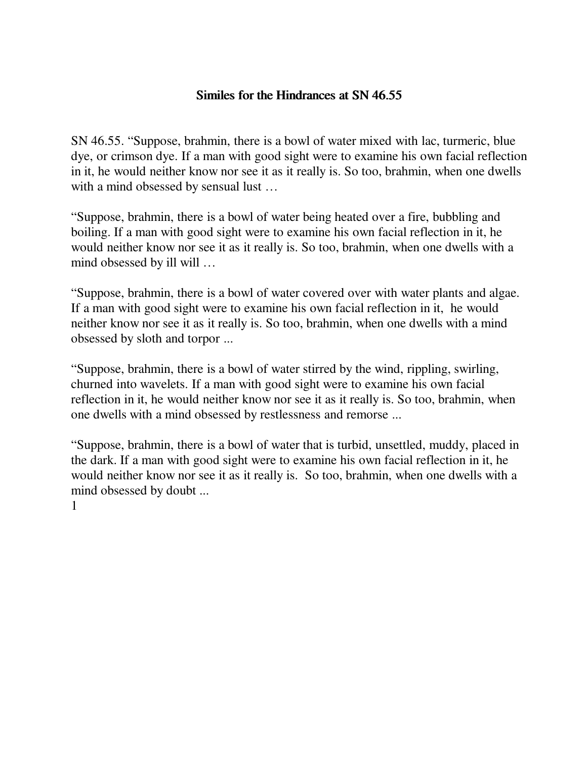### Similes for the Hindrances at SN 46.55

SN 46.55. "Suppose, brahmin, there is a bowl of water mixed with lac, turmeric, blue dye, or crimson dye. If a man with good sight were to examine his own facial reflection in it, he would neither know nor see it as it really is. So too, brahmin, when one dwells with a mind obsessed by sensual lust …

"Suppose, brahmin, there is a bowl of water being heated over a fire, bubbling and boiling. If a man with good sight were to examine his own facial reflection in it, he would neither know nor see it as it really is. So too, brahmin, when one dwells with a mind obsessed by ill will …

"Suppose, brahmin, there is a bowl of water covered over with water plants and algae. If a man with good sight were to examine his own facial reflection in it, he would neither know nor see it as it really is. So too, brahmin, when one dwells with a mind obsessed by sloth and torpor ...

"Suppose, brahmin, there is a bowl of water stirred by the wind, rippling, swirling, churned into wavelets. If a man with good sight were to examine his own facial reflection in it, he would neither know nor see it as it really is. So too, brahmin, when one dwells with a mind obsessed by restlessness and remorse ...

"Suppose, brahmin, there is a bowl of water that is turbid, unsettled, muddy, placed in the dark. If a man with good sight were to examine his own facial reflection in it, he would neither know nor see it as it really is. So too, brahmin, when one dwells with a mind obsessed by doubt ...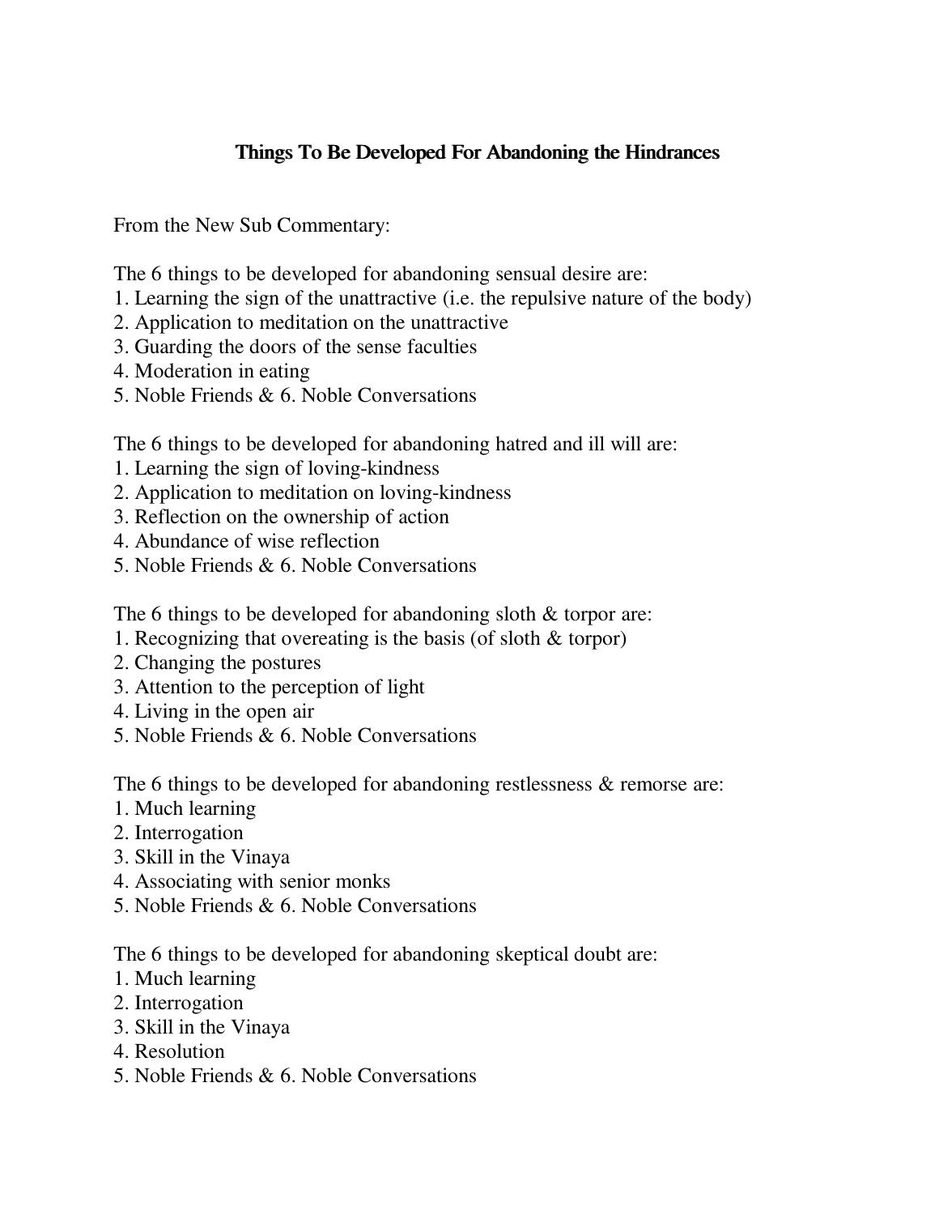# Things To Be Developed For Abandoning the Hindrances

From the New Sub Commentary:

The 6 things to be developed for abandoning sensual desire are:
1. Learning the sign of the unattractive (i.e. the repulsive nature of the body)
2. Application to meditation on the unattractive
3. Guarding the doors of the sense faculties
4. Moderation in eating
5. Noble Friends & 6. Noble Conversations

The 6 things to be developed for abandoning hatred and ill will are:
1. Learning the sign of loving-kindness
2. Application to meditation on loving-kindness
3. Reflection on the ownership of action
4. Abundance of wise reflection
5. Noble Friends & 6. Noble Conversations

The 6 things to be developed for abandoning sloth & torpor are:
1. Recognizing that overeating is the basis (of sloth & torpor)
2. Changing the postures
3. Attention to the perception of light
4. Living in the open air
5. Noble Friends & 6. Noble Conversations

The 6 things to be developed for abandoning restlessness & remorse are:
1. Much learning
2. Interrogation
3. Skill in the Vinaya
4. Associating with senior monks
5. Noble Friends & 6. Noble Conversations

The 6 things to be developed for abandoning skeptical doubt are:
1. Much learning
2. Interrogation
3. Skill in the Vinaya
4. Resolution
5. Noble Friends & 6. Noble Conversations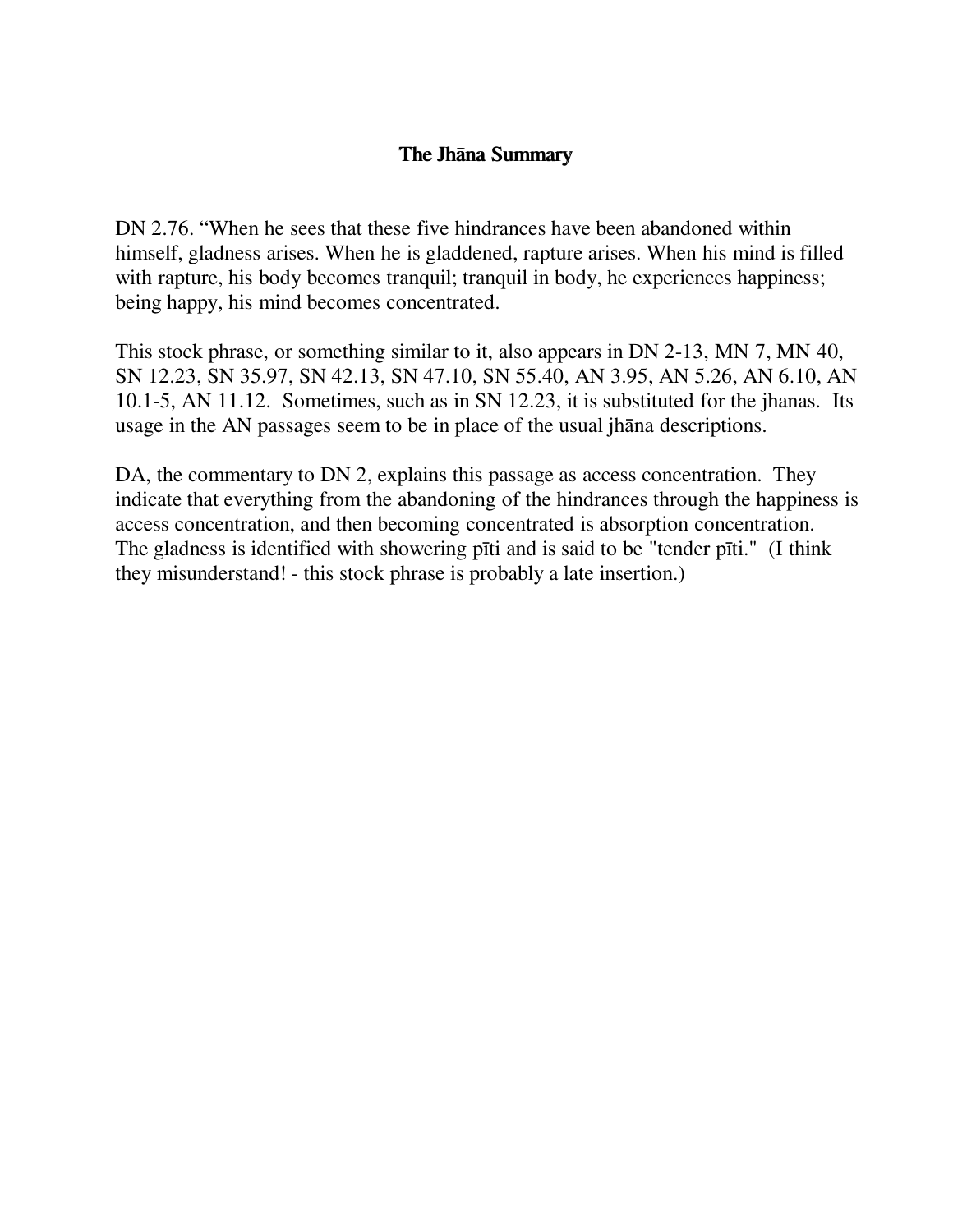# The Jhāna Summary

DN 2.76. "When he sees that these five hindrances have been abandoned within himself, gladness arises. When he is gladdened, rapture arises. When his mind is filled with rapture, his body becomes tranquil; tranquil in body, he experiences happiness; being happy, his mind becomes concentrated.

This stock phrase, or something similar to it, also appears in DN 2-13, MN 7, MN 40, SN 12.23, SN 35.97, SN 42.13, SN 47.10, SN 55.40, AN 3.95, AN 5.26, AN 6.10, AN 10.1-5, AN 11.12. Sometimes, such as in SN 12.23, it is substituted for the jhanas. Its usage in the AN passages seem to be in place of the usual jhāna descriptions.

DA, the commentary to DN 2, explains this passage as access concentration. They indicate that everything from the abandoning of the hindrances through the happiness is access concentration, and then becoming concentrated is absorption concentration. The gladness is identified with showering pīti and is said to be "tender pīti." (I think they misunderstand! - this stock phrase is probably a late insertion.)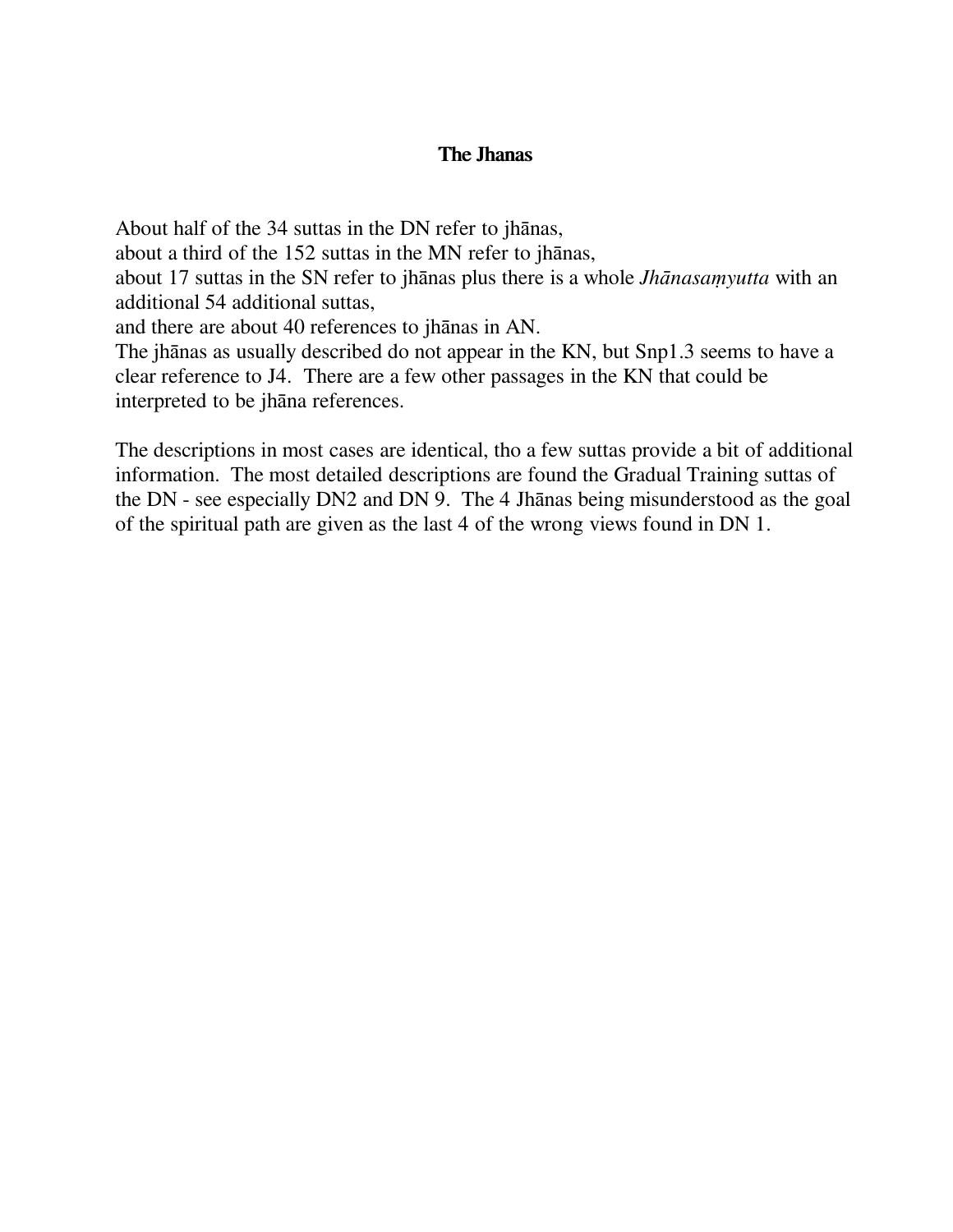# The Jhanas

About half of the 34 suttas in the DN refer to jhānas,
about a third of the 152 suttas in the MN refer to jhānas,
about 17 suttas in the SN refer to jhānas plus there is a whole *Jhānasaṃyutta* with an additional 54 additional suttas,
and there are about 40 references to jhānas in AN.
The jhānas as usually described do not appear in the KN, but Snp1.3 seems to have a clear reference to J4. There are a few other passages in the KN that could be interpreted to be jhāna references.

The descriptions in most cases are identical, tho a few suttas provide a bit of additional information. The most detailed descriptions are found the Gradual Training suttas of the DN - see especially DN2 and DN 9. The 4 Jhānas being misunderstood as the goal of the spiritual path are given as the last 4 of the wrong views found in DN 1.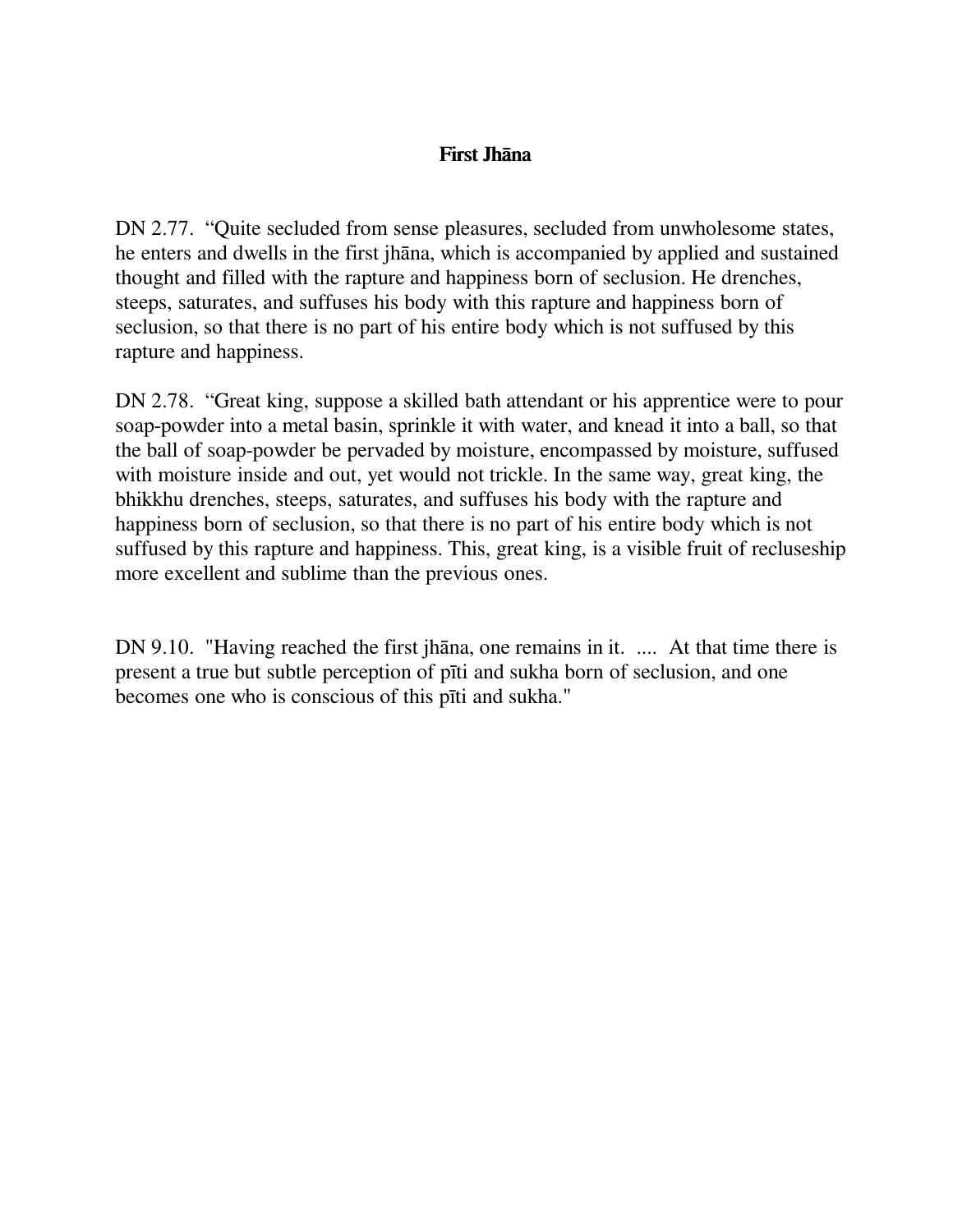## First Jhāna

DN 2.77. “Quite secluded from sense pleasures, secluded from unwholesome states, he enters and dwells in the first jhāna, which is accompanied by applied and sustained thought and filled with the rapture and happiness born of seclusion. He drenches, steeps, saturates, and suffuses his body with this rapture and happiness born of seclusion, so that there is no part of his entire body which is not suffused by this rapture and happiness.

DN 2.78. “Great king, suppose a skilled bath attendant or his apprentice were to pour soap-powder into a metal basin, sprinkle it with water, and knead it into a ball, so that the ball of soap-powder be pervaded by moisture, encompassed by moisture, suffused with moisture inside and out, yet would not trickle. In the same way, great king, the bhikkhu drenches, steeps, saturates, and suffuses his body with the rapture and happiness born of seclusion, so that there is no part of his entire body which is not suffused by this rapture and happiness. This, great king, is a visible fruit of recluseship more excellent and sublime than the previous ones.

DN 9.10. "Having reached the first jhāna, one remains in it. .... At that time there is present a true but subtle perception of pīti and sukha born of seclusion, and one becomes one who is conscious of this pīti and sukha."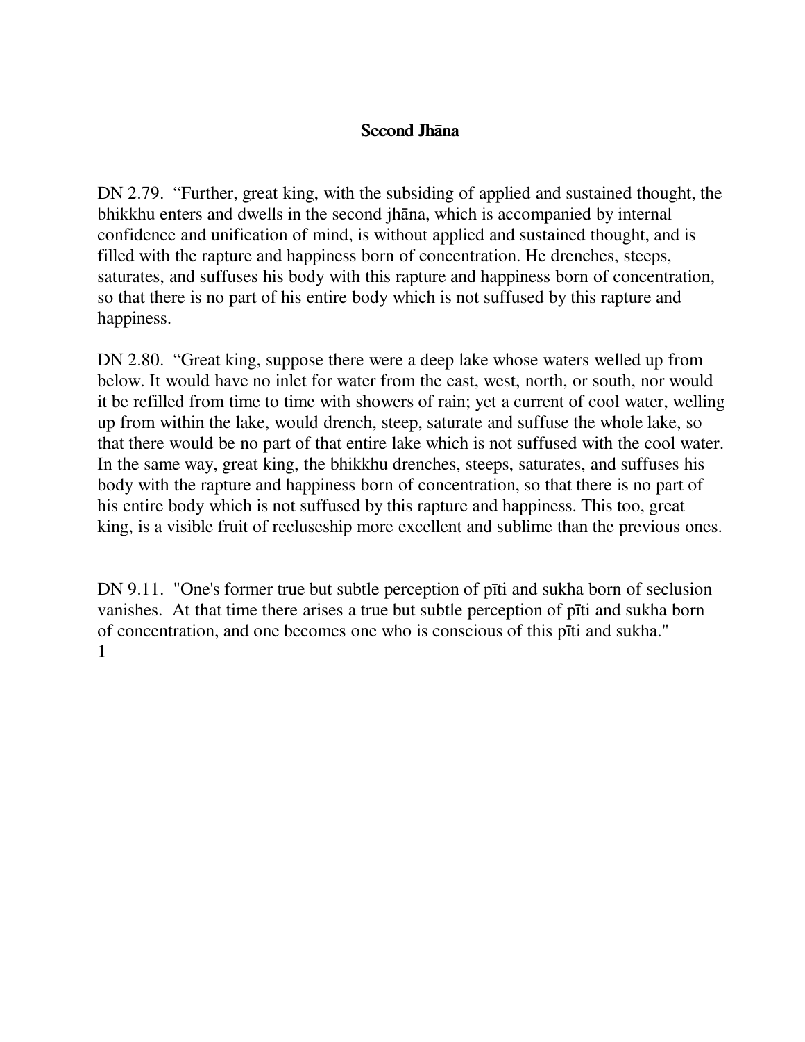## Second Jhāna

DN 2.79. “Further, great king, with the subsiding of applied and sustained thought, the bhikkhu enters and dwells in the second jhāna, which is accompanied by internal confidence and unification of mind, is without applied and sustained thought, and is filled with the rapture and happiness born of concentration. He drenches, steeps, saturates, and suffuses his body with this rapture and happiness born of concentration, so that there is no part of his entire body which is not suffused by this rapture and happiness.

DN 2.80. “Great king, suppose there were a deep lake whose waters welled up from below. It would have no inlet for water from the east, west, north, or south, nor would it be refilled from time to time with showers of rain; yet a current of cool water, welling up from within the lake, would drench, steep, saturate and suffuse the whole lake, so that there would be no part of that entire lake which is not suffused with the cool water. In the same way, great king, the bhikkhu drenches, steeps, saturates, and suffuses his body with the rapture and happiness born of concentration, so that there is no part of his entire body which is not suffused by this rapture and happiness. This too, great king, is a visible fruit of recluseship more excellent and sublime than the previous ones.

DN 9.11. "One's former true but subtle perception of pīti and sukha born of seclusion vanishes. At that time there arises a true but subtle perception of pīti and sukha born of concentration, and one becomes one who is conscious of this pīti and sukha."
[1]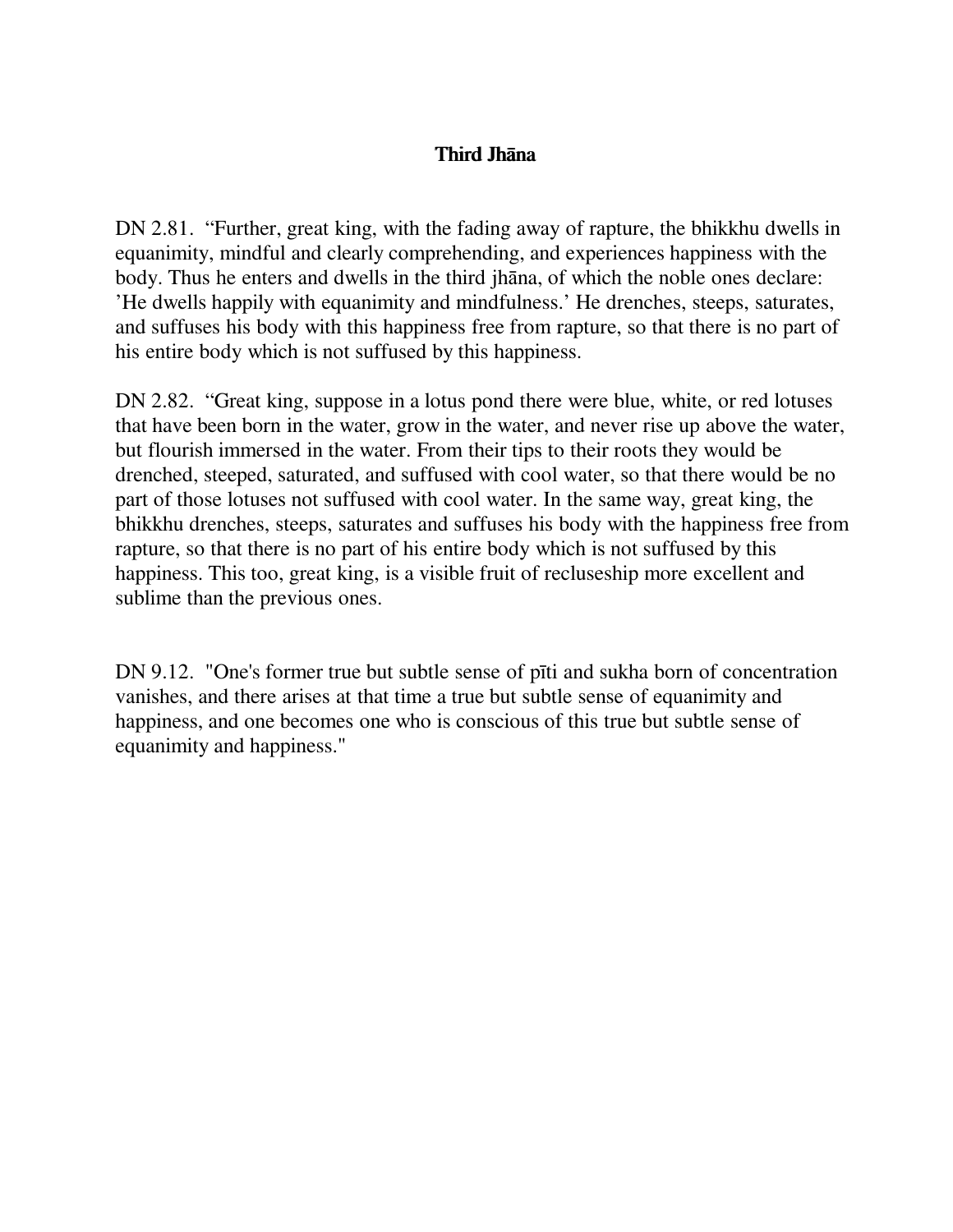### Third Jhāna

DN 2.81. “Further, great king, with the fading away of rapture, the bhikkhu dwells in equanimity, mindful and clearly comprehending, and experiences happiness with the body. Thus he enters and dwells in the third jhāna, of which the noble ones declare: ’He dwells happily with equanimity and mindfulness.’ He drenches, steeps, saturates, and suffuses his body with this happiness free from rapture, so that there is no part of his entire body which is not suffused by this happiness.

DN 2.82. “Great king, suppose in a lotus pond there were blue, white, or red lotuses that have been born in the water, grow in the water, and never rise up above the water, but flourish immersed in the water. From their tips to their roots they would be drenched, steeped, saturated, and suffused with cool water, so that there would be no part of those lotuses not suffused with cool water. In the same way, great king, the bhikkhu drenches, steeps, saturates and suffuses his body with the happiness free from rapture, so that there is no part of his entire body which is not suffused by this happiness. This too, great king, is a visible fruit of recluseship more excellent and sublime than the previous ones.

DN 9.12. "One's former true but subtle sense of pīti and sukha born of concentration vanishes, and there arises at that time a true but subtle sense of equanimity and happiness, and one becomes one who is conscious of this true but subtle sense of equanimity and happiness."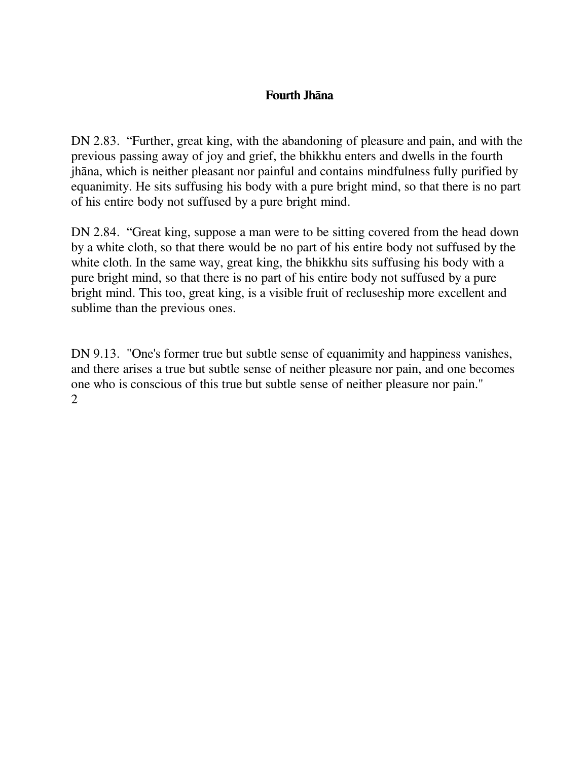**Fourth Jhāna**

DN 2.83. “Further, great king, with the abandoning of pleasure and pain, and with the previous passing away of joy and grief, the bhikkhu enters and dwells in the fourth jhāna, which is neither pleasant nor painful and contains mindfulness fully purified by equanimity. He sits suffusing his body with a pure bright mind, so that there is no part of his entire body not suffused by a pure bright mind.

DN 2.84. “Great king, suppose a man were to be sitting covered from the head down by a white cloth, so that there would be no part of his entire body not suffused by the white cloth. In the same way, great king, the bhikkhu sits suffusing his body with a pure bright mind, so that there is no part of his entire body not suffused by a pure bright mind. This too, great king, is a visible fruit of recluseship more excellent and sublime than the previous ones.

DN 9.13. "One's former true but subtle sense of equanimity and happiness vanishes, and there arises a true but subtle sense of neither pleasure nor pain, and one becomes one who is conscious of this true but subtle sense of neither pleasure nor pain."
[2]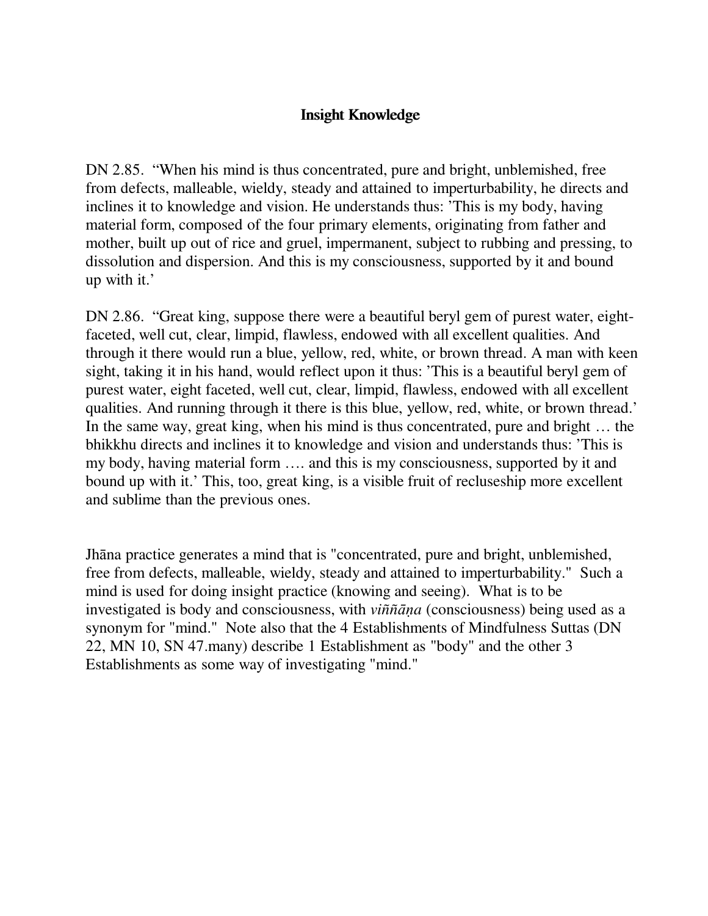## Insight Knowledge

DN 2.85. "When his mind is thus concentrated, pure and bright, unblemished, free from defects, malleable, wieldy, steady and attained to imperturbability, he directs and inclines it to knowledge and vision. He understands thus: 'This is my body, having material form, composed of the four primary elements, originating from father and mother, built up out of rice and gruel, impermanent, subject to rubbing and pressing, to dissolution and dispersion. And this is my consciousness, supported by it and bound up with it.'

DN 2.86. "Great king, suppose there were a beautiful beryl gem of purest water, eight-faceted, well cut, clear, limpid, flawless, endowed with all excellent qualities. And through it there would run a blue, yellow, red, white, or brown thread. A man with keen sight, taking it in his hand, would reflect upon it thus: 'This is a beautiful beryl gem of purest water, eight faceted, well cut, clear, limpid, flawless, endowed with all excellent qualities. And running through it there is this blue, yellow, red, white, or brown thread.' In the same way, great king, when his mind is thus concentrated, pure and bright … the bhikkhu directs and inclines it to knowledge and vision and understands thus: 'This is my body, having material form …. and this is my consciousness, supported by it and bound up with it.' This, too, great king, is a visible fruit of recluseship more excellent and sublime than the previous ones.

Jhāna practice generates a mind that is "concentrated, pure and bright, unblemished, free from defects, malleable, wieldy, steady and attained to imperturbability." Such a mind is used for doing insight practice (knowing and seeing). What is to be investigated is body and consciousness, with *viññāṇa* (consciousness) being used as a synonym for "mind." Note also that the 4 Establishments of Mindfulness Suttas (DN 22, MN 10, SN 47.many) describe 1 Establishment as "body" and the other 3 Establishments as some way of investigating "mind."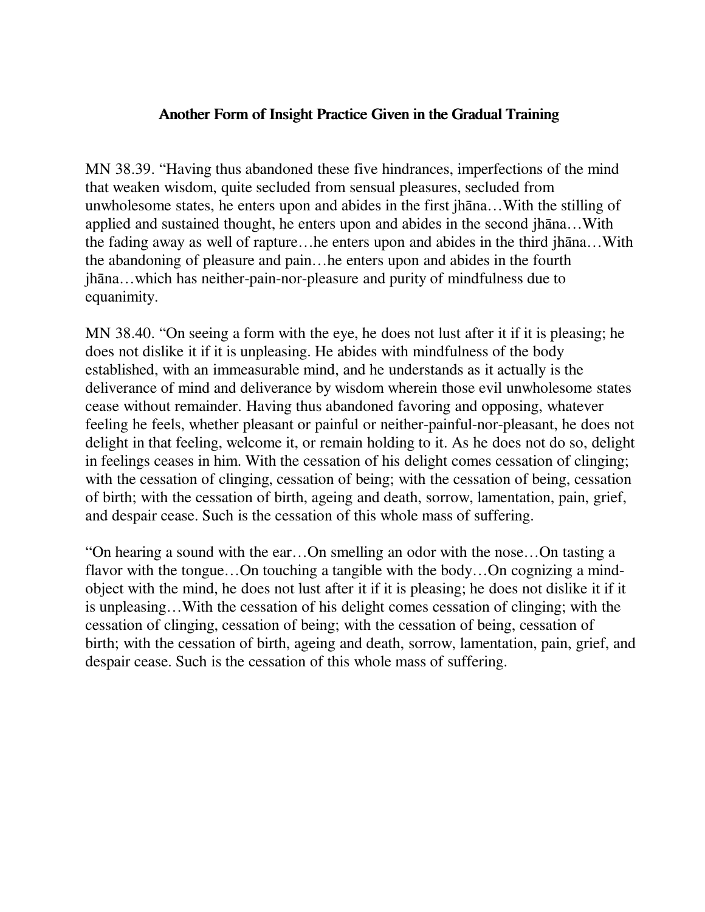## Another Form of Insight Practice Given in the Gradual Training

MN 38.39. “Having thus abandoned these five hindrances, imperfections of the mind that weaken wisdom, quite secluded from sensual pleasures, secluded from unwholesome states, he enters upon and abides in the first jhāna…With the stilling of applied and sustained thought, he enters upon and abides in the second jhāna…With the fading away as well of rapture…he enters upon and abides in the third jhāna…With the abandoning of pleasure and pain…he enters upon and abides in the fourth jhāna…which has neither-pain-nor-pleasure and purity of mindfulness due to equanimity.

MN 38.40. “On seeing a form with the eye, he does not lust after it if it is pleasing; he does not dislike it if it is unpleasing. He abides with mindfulness of the body established, with an immeasurable mind, and he understands as it actually is the deliverance of mind and deliverance by wisdom wherein those evil unwholesome states cease without remainder. Having thus abandoned favoring and opposing, whatever feeling he feels, whether pleasant or painful or neither-painful-nor-pleasant, he does not delight in that feeling, welcome it, or remain holding to it. As he does not do so, delight in feelings ceases in him. With the cessation of his delight comes cessation of clinging; with the cessation of clinging, cessation of being; with the cessation of being, cessation of birth; with the cessation of birth, ageing and death, sorrow, lamentation, pain, grief, and despair cease. Such is the cessation of this whole mass of suffering.

“On hearing a sound with the ear…On smelling an odor with the nose…On tasting a flavor with the tongue…On touching a tangible with the body…On cognizing a mind-object with the mind, he does not lust after it if it is pleasing; he does not dislike it if it is unpleasing…With the cessation of his delight comes cessation of clinging; with the cessation of clinging, cessation of being; with the cessation of being, cessation of birth; with the cessation of birth, ageing and death, sorrow, lamentation, pain, grief, and despair cease. Such is the cessation of this whole mass of suffering.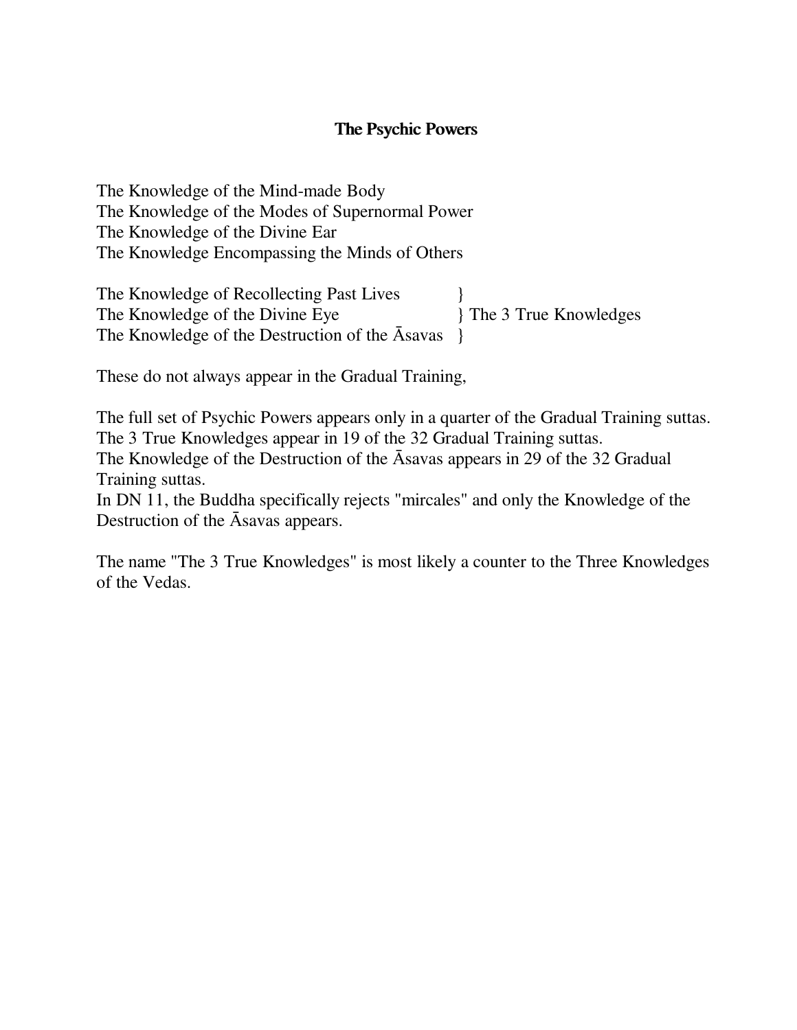## The Psychic Powers

The Knowledge of the Mind-made Body
The Knowledge of the Modes of Supernormal Power
The Knowledge of the Divine Ear
The Knowledge Encompassing the Minds of Others

The Knowledge of Recollecting Past Lives }
The Knowledge of the Divine Eye } The 3 True Knowledges
The Knowledge of the Destruction of the Āsavas }

These do not always appear in the Gradual Training,

The full set of Psychic Powers appears only in a quarter of the Gradual Training suttas.
The 3 True Knowledges appear in 19 of the 32 Gradual Training suttas.
The Knowledge of the Destruction of the Āsavas appears in 29 of the 32 Gradual Training suttas.
In DN 11, the Buddha specifically rejects "mircales" and only the Knowledge of the Destruction of the Āsavas appears.

The name "The 3 True Knowledges" is most likely a counter to the Three Knowledges of the Vedas.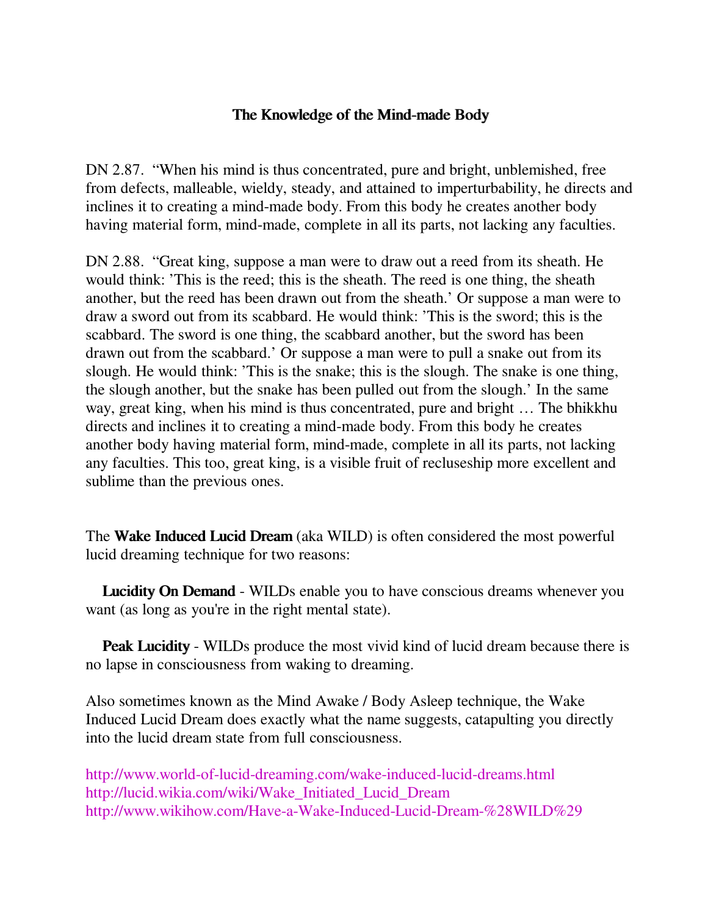## The Knowledge of the Mind-made Body

DN 2.87. "When his mind is thus concentrated, pure and bright, unblemished, free from defects, malleable, wieldy, steady, and attained to imperturbability, he directs and inclines it to creating a mind-made body. From this body he creates another body having material form, mind-made, complete in all its parts, not lacking any faculties.

DN 2.88. "Great king, suppose a man were to draw out a reed from its sheath. He would think: 'This is the reed; this is the sheath. The reed is one thing, the sheath another, but the reed has been drawn out from the sheath.' Or suppose a man were to draw a sword out from its scabbard. He would think: 'This is the sword; this is the scabbard. The sword is one thing, the scabbard another, but the sword has been drawn out from the scabbard.' Or suppose a man were to pull a snake out from its slough. He would think: 'This is the snake; this is the slough. The snake is one thing, the slough another, but the snake has been pulled out from the slough.' In the same way, great king, when his mind is thus concentrated, pure and bright … The bhikkhu directs and inclines it to creating a mind-made body. From this body he creates another body having material form, mind-made, complete in all its parts, not lacking any faculties. This too, great king, is a visible fruit of recluseship more excellent and sublime than the previous ones.

The **Wake Induced Lucid Dream** (aka WILD) is often considered the most powerful lucid dreaming technique for two reasons:

**Lucidity On Demand** - WILDs enable you to have conscious dreams whenever you want (as long as you're in the right mental state).

**Peak Lucidity** - WILDs produce the most vivid kind of lucid dream because there is no lapse in consciousness from waking to dreaming.

Also sometimes known as the Mind Awake / Body Asleep technique, the Wake Induced Lucid Dream does exactly what the name suggests, catapulting you directly into the lucid dream state from full consciousness.

http://www.world-of-lucid-dreaming.com/wake-induced-lucid-dreams.html
http://lucid.wikia.com/wiki/Wake_Initiated_Lucid_Dream
http://www.wikihow.com/Have-a-Wake-Induced-Lucid-Dream-%28WILD%29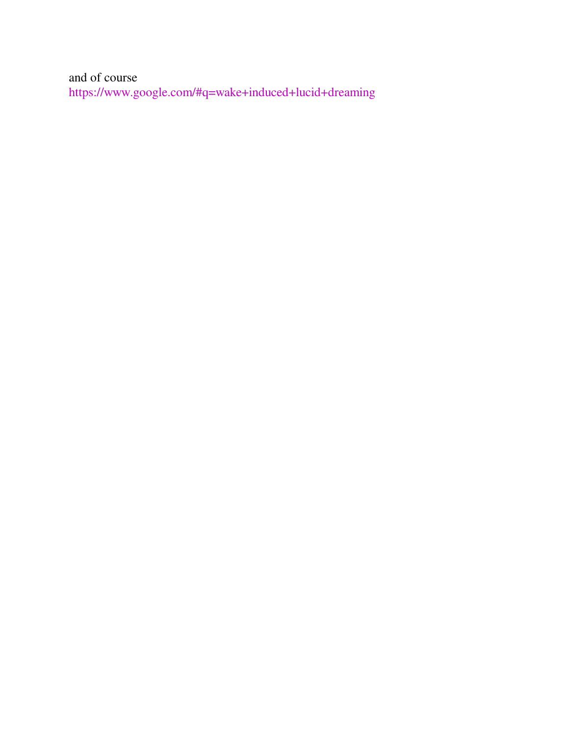and of course
https://www.google.com/#q=wake+induced+lucid+dreaming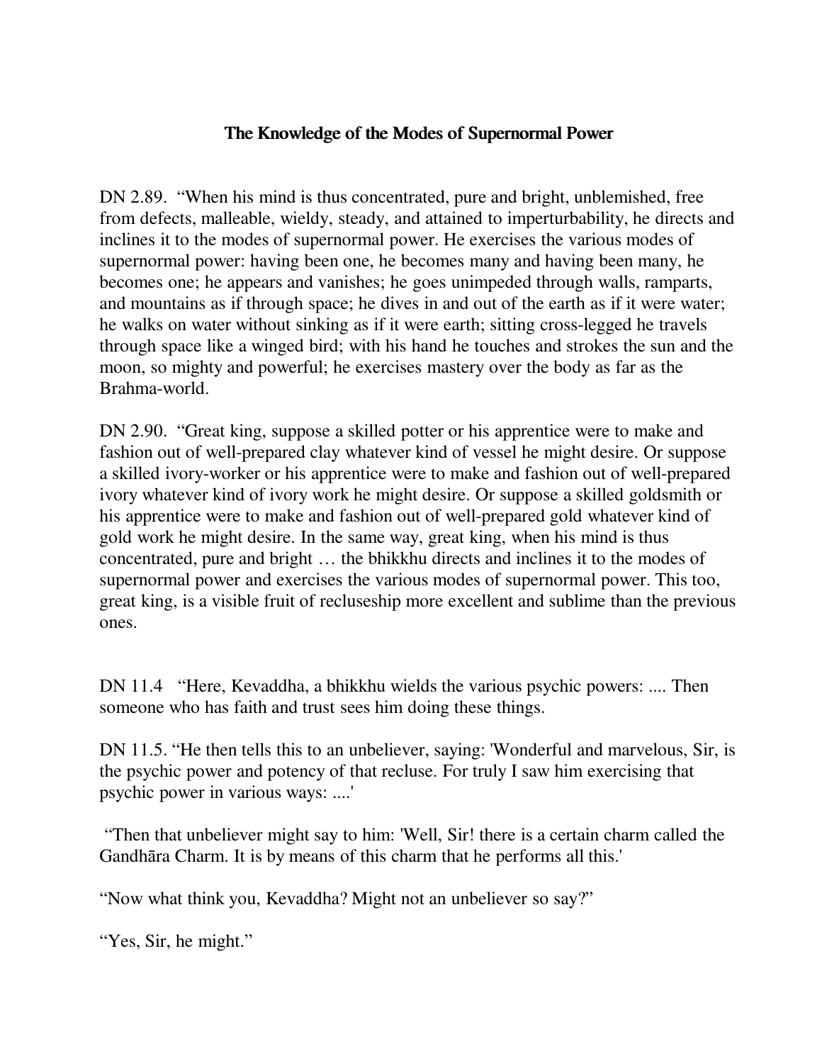## The Knowledge of the Modes of Supernormal Power

DN 2.89. “When his mind is thus concentrated, pure and bright, unblemished, free from defects, malleable, wieldy, steady, and attained to imperturbability, he directs and inclines it to the modes of supernormal power. He exercises the various modes of supernormal power: having been one, he becomes many and having been many, he becomes one; he appears and vanishes; he goes unimpeded through walls, ramparts, and mountains as if through space; he dives in and out of the earth as if it were water; he walks on water without sinking as if it were earth; sitting cross-legged he travels through space like a winged bird; with his hand he touches and strokes the sun and the moon, so mighty and powerful; he exercises mastery over the body as far as the Brahma-world.

DN 2.90. “Great king, suppose a skilled potter or his apprentice were to make and fashion out of well-prepared clay whatever kind of vessel he might desire. Or suppose a skilled ivory-worker or his apprentice were to make and fashion out of well-prepared ivory whatever kind of ivory work he might desire. Or suppose a skilled goldsmith or his apprentice were to make and fashion out of well-prepared gold whatever kind of gold work he might desire. In the same way, great king, when his mind is thus concentrated, pure and bright … the bhikkhu directs and inclines it to the modes of supernormal power and exercises the various modes of supernormal power. This too, great king, is a visible fruit of recluseship more excellent and sublime than the previous ones.

DN 11.4 “Here, Kevaddha, a bhikkhu wields the various psychic powers: .... Then someone who has faith and trust sees him doing these things.

DN 11.5. “He then tells this to an unbeliever, saying: 'Wonderful and marvelous, Sir, is the psychic power and potency of that recluse. For truly I saw him exercising that psychic power in various ways: ....'

“Then that unbeliever might say to him: 'Well, Sir! there is a certain charm called the Gandhāra Charm. It is by means of this charm that he performs all this.'

“Now what think you, Kevaddha? Might not an unbeliever so say?”

“Yes, Sir, he might.”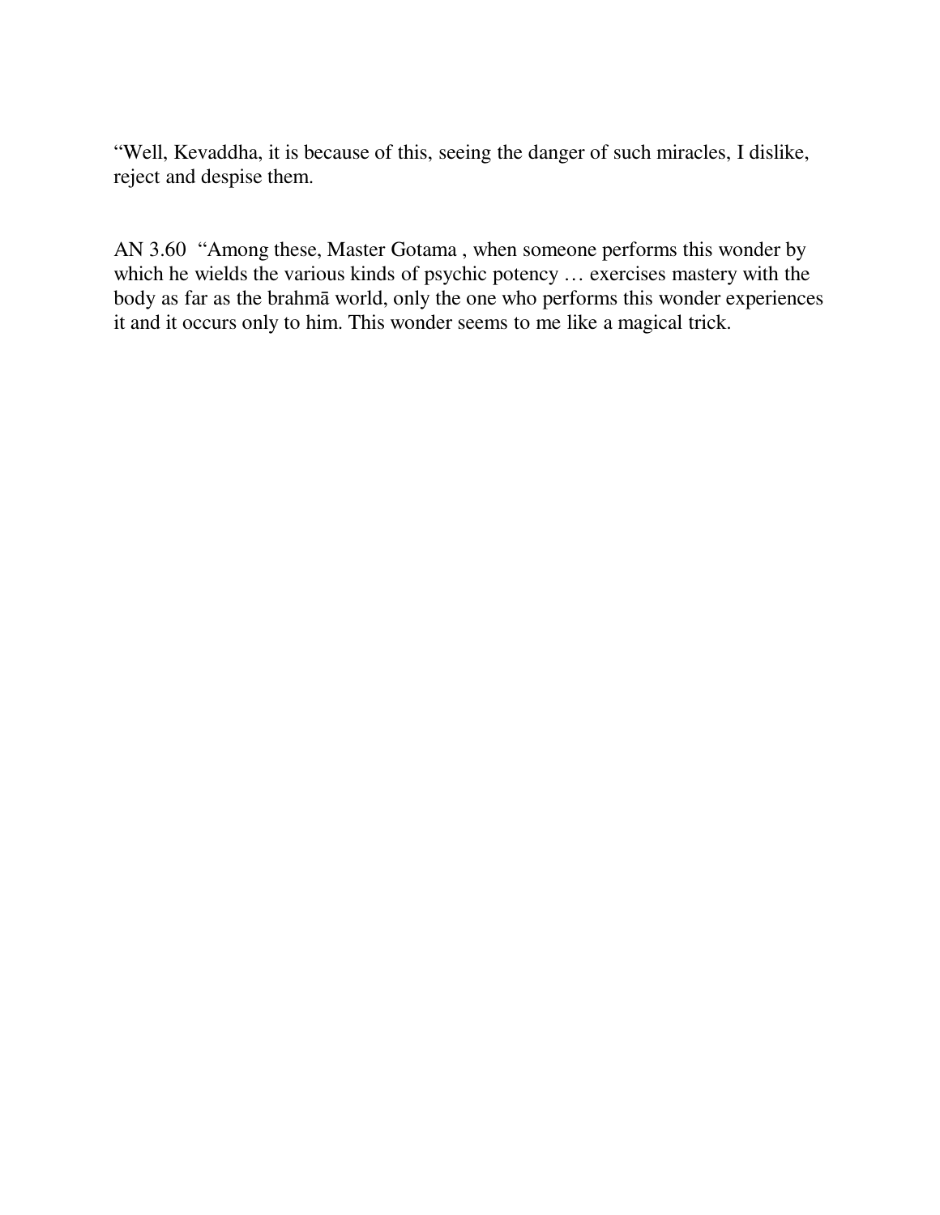“Well, Kevaddha, it is because of this, seeing the danger of such miracles, I dislike, reject and despise them.

AN 3.60 “Among these, Master Gotama , when someone performs this wonder by which he wields the various kinds of psychic potency … exercises mastery with the body as far as the brahmā world, only the one who performs this wonder experiences it and it occurs only to him. This wonder seems to me like a magical trick.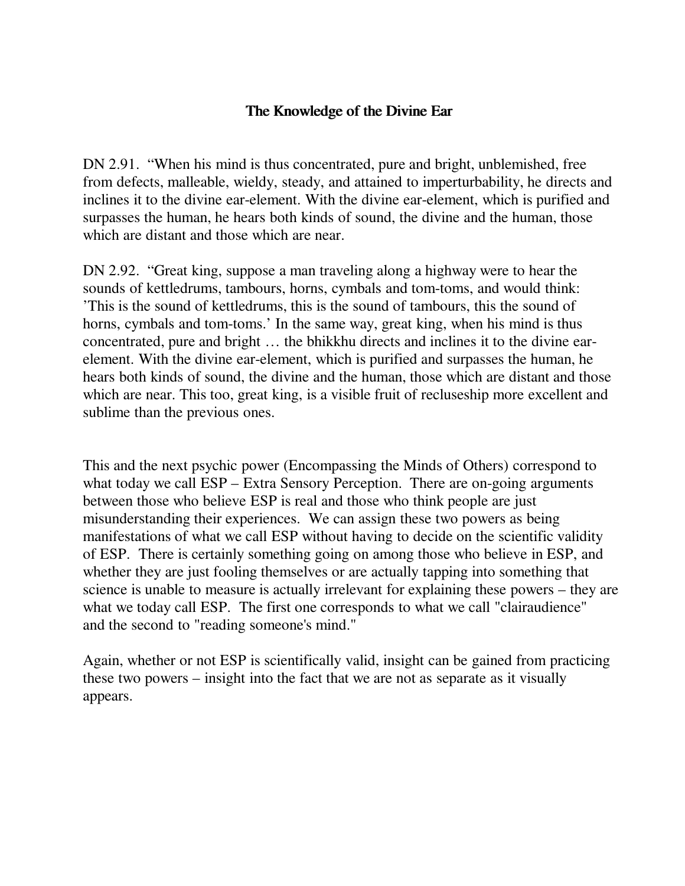## The Knowledge of the Divine Ear

DN 2.91. "When his mind is thus concentrated, pure and bright, unblemished, free from defects, malleable, wieldy, steady, and attained to imperturbability, he directs and inclines it to the divine ear-element. With the divine ear-element, which is purified and surpasses the human, he hears both kinds of sound, the divine and the human, those which are distant and those which are near.

DN 2.92. "Great king, suppose a man traveling along a highway were to hear the sounds of kettledrums, tambours, horns, cymbals and tom-toms, and would think: 'This is the sound of kettledrums, this is the sound of tambours, this the sound of horns, cymbals and tom-toms.' In the same way, great king, when his mind is thus concentrated, pure and bright … the bhikkhu directs and inclines it to the divine ear-element. With the divine ear-element, which is purified and surpasses the human, he hears both kinds of sound, the divine and the human, those which are distant and those which are near. This too, great king, is a visible fruit of recluseship more excellent and sublime than the previous ones.

This and the next psychic power (Encompassing the Minds of Others) correspond to what today we call ESP – Extra Sensory Perception. There are on-going arguments between those who believe ESP is real and those who think people are just misunderstanding their experiences. We can assign these two powers as being manifestations of what we call ESP without having to decide on the scientific validity of ESP. There is certainly something going on among those who believe in ESP, and whether they are just fooling themselves or are actually tapping into something that science is unable to measure is actually irrelevant for explaining these powers – they are what we today call ESP. The first one corresponds to what we call "clairaudience" and the second to "reading someone's mind."

Again, whether or not ESP is scientifically valid, insight can be gained from practicing these two powers – insight into the fact that we are not as separate as it visually appears.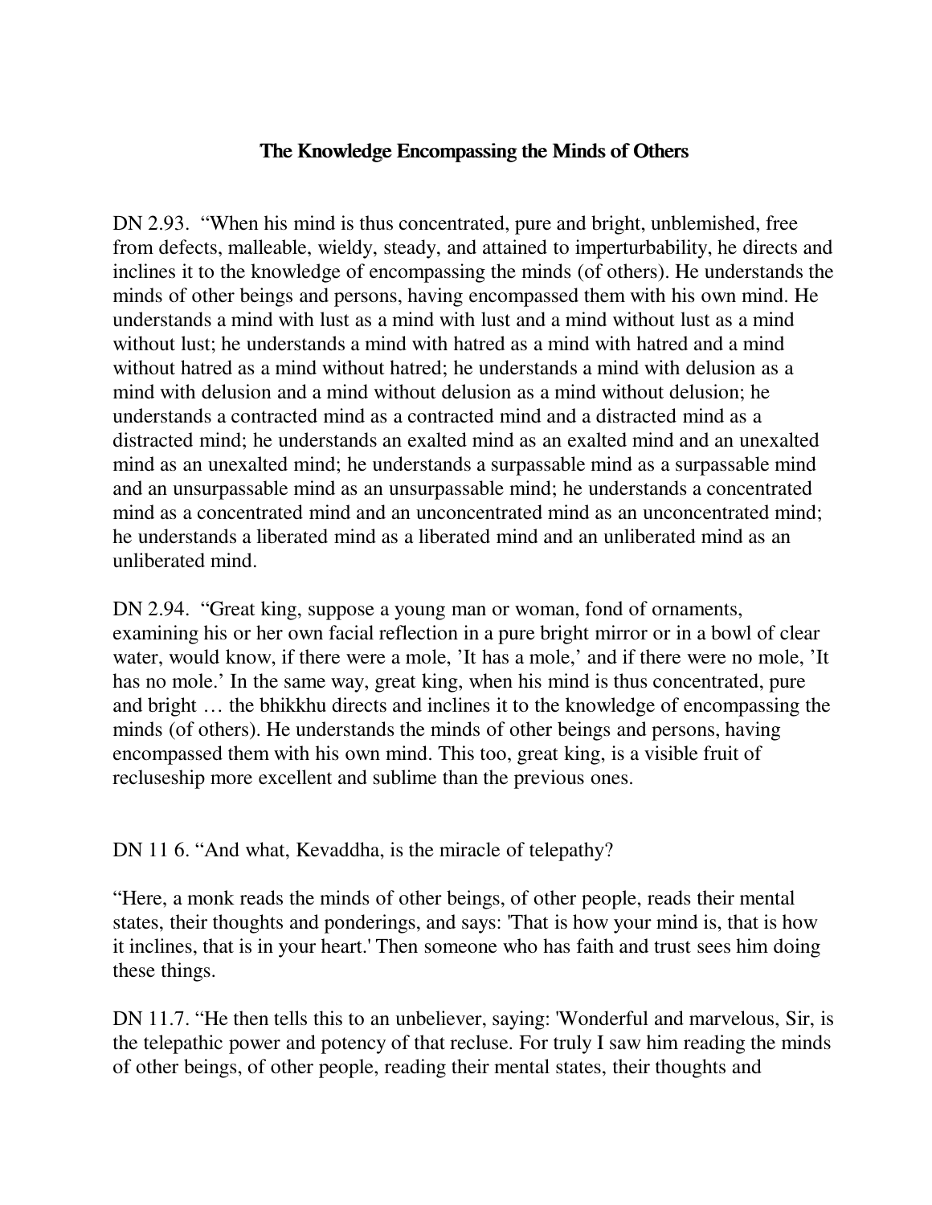## The Knowledge Encompassing the Minds of Others

DN 2.93. “When his mind is thus concentrated, pure and bright, unblemished, free from defects, malleable, wieldy, steady, and attained to imperturbability, he directs and inclines it to the knowledge of encompassing the minds (of others). He understands the minds of other beings and persons, having encompassed them with his own mind. He understands a mind with lust as a mind with lust and a mind without lust as a mind without lust; he understands a mind with hatred as a mind with hatred and a mind without hatred as a mind without hatred; he understands a mind with delusion as a mind with delusion and a mind without delusion as a mind without delusion; he understands a contracted mind as a contracted mind and a distracted mind as a distracted mind; he understands an exalted mind as an exalted mind and an unexalted mind as an unexalted mind; he understands a surpassable mind as a surpassable mind and an unsurpassable mind as an unsurpassable mind; he understands a concentrated mind as a concentrated mind and an unconcentrated mind as an unconcentrated mind; he understands a liberated mind as a liberated mind and an unliberated mind as an unliberated mind.

DN 2.94. “Great king, suppose a young man or woman, fond of ornaments, examining his or her own facial reflection in a pure bright mirror or in a bowl of clear water, would know, if there were a mole, ’It has a mole,’ and if there were no mole, ’It has no mole.’ In the same way, great king, when his mind is thus concentrated, pure and bright … the bhikkhu directs and inclines it to the knowledge of encompassing the minds (of others). He understands the minds of other beings and persons, having encompassed them with his own mind. This too, great king, is a visible fruit of recluseship more excellent and sublime than the previous ones.

DN 11 6. “And what, Kevaddha, is the miracle of telepathy?

“Here, a monk reads the minds of other beings, of other people, reads their mental states, their thoughts and ponderings, and says: 'That is how your mind is, that is how it inclines, that is in your heart.' Then someone who has faith and trust sees him doing these things.

DN 11.7. “He then tells this to an unbeliever, saying: 'Wonderful and marvelous, Sir, is the telepathic power and potency of that recluse. For truly I saw him reading the minds of other beings, of other people, reading their mental states, their thoughts and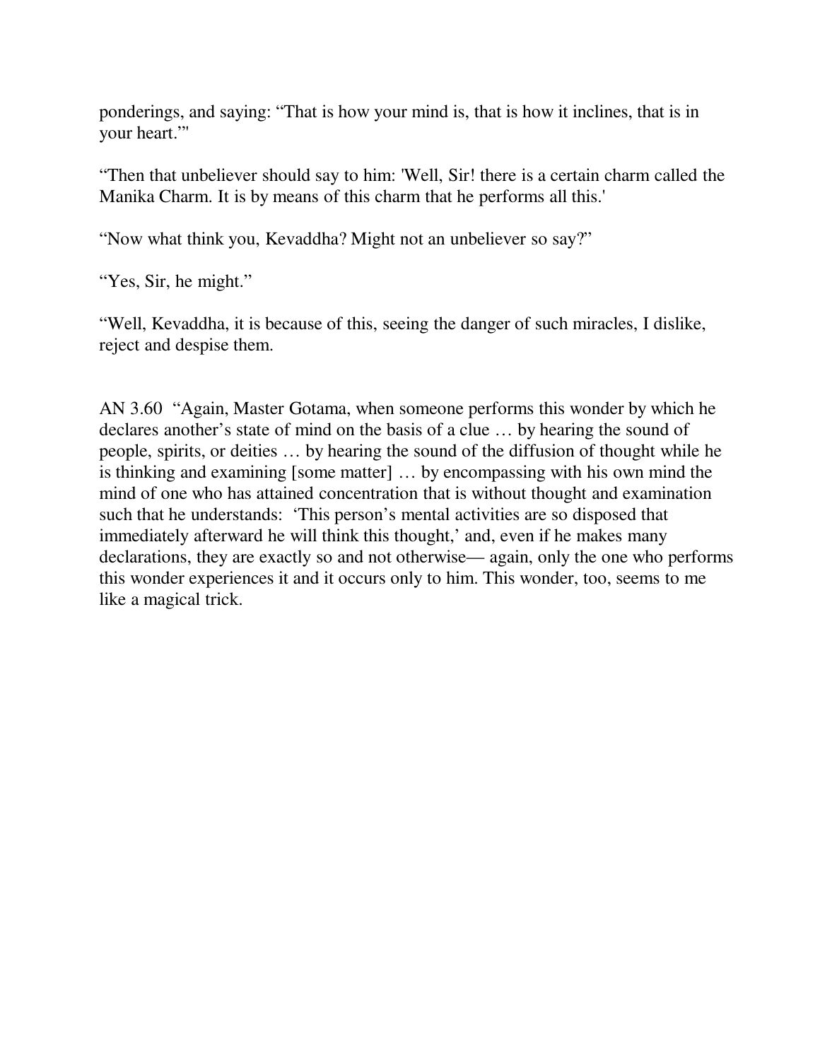ponderings, and saying: “That is how your mind is, that is how it inclines, that is in your heart.”'

“Then that unbeliever should say to him: 'Well, Sir! there is a certain charm called the Manika Charm. It is by means of this charm that he performs all this.'

“Now what think you, Kevaddha? Might not an unbeliever so say?”

“Yes, Sir, he might.”

“Well, Kevaddha, it is because of this, seeing the danger of such miracles, I dislike, reject and despise them.

AN 3.60 “Again, Master Gotama, when someone performs this wonder by which he declares another’s state of mind on the basis of a clue … by hearing the sound of people, spirits, or deities … by hearing the sound of the diffusion of thought while he is thinking and examining [some matter] … by encompassing with his own mind the mind of one who has attained concentration that is without thought and examination such that he understands: ‘This person’s mental activities are so disposed that immediately afterward he will think this thought,’ and, even if he makes many declarations, they are exactly so and not otherwise— again, only the one who performs this wonder experiences it and it occurs only to him. This wonder, too, seems to me like a magical trick.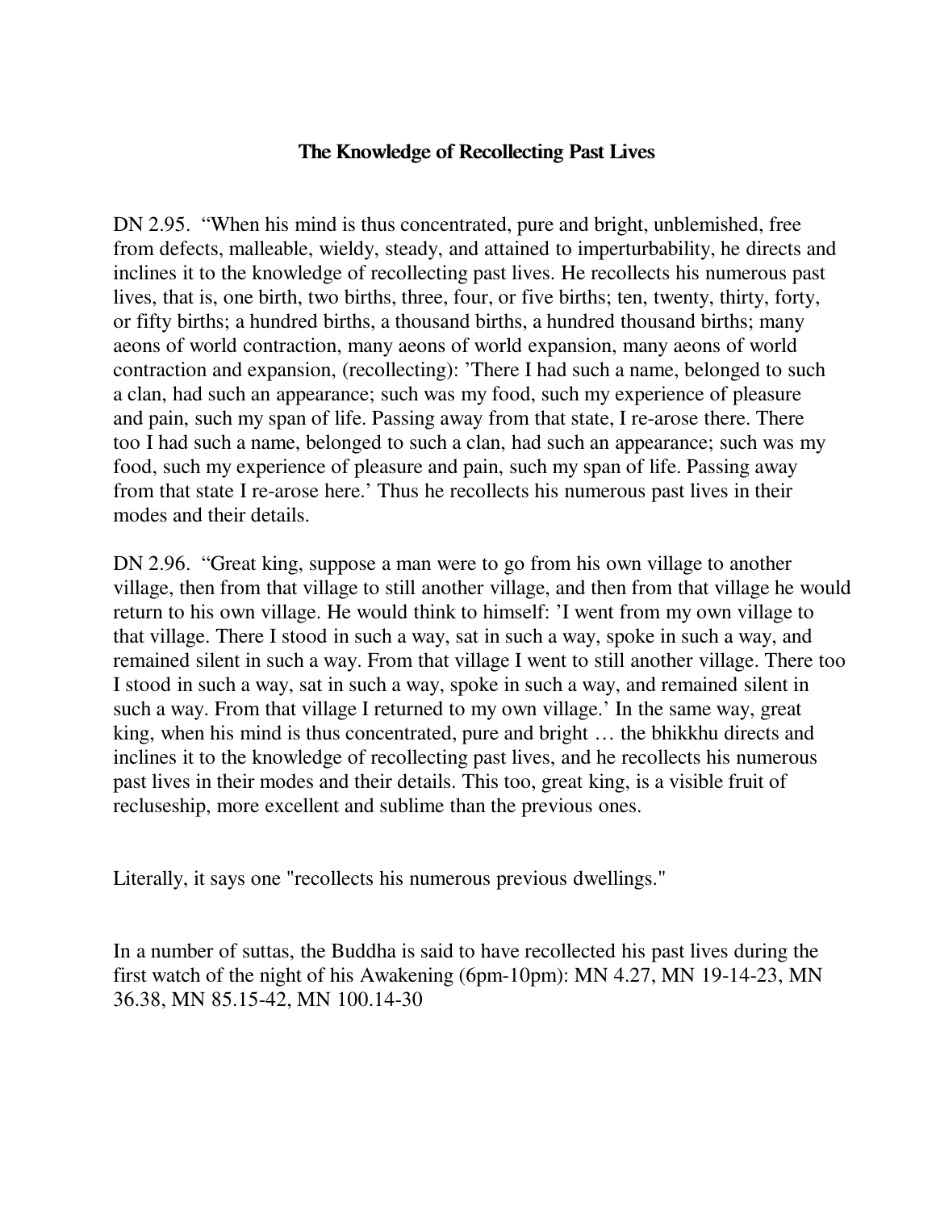## The Knowledge of Recollecting Past Lives

DN 2.95. "When his mind is thus concentrated, pure and bright, unblemished, free from defects, malleable, wieldy, steady, and attained to imperturbability, he directs and inclines it to the knowledge of recollecting past lives. He recollects his numerous past lives, that is, one birth, two births, three, four, or five births; ten, twenty, thirty, forty, or fifty births; a hundred births, a thousand births, a hundred thousand births; many aeons of world contraction, many aeons of world expansion, many aeons of world contraction and expansion, (recollecting): 'There I had such a name, belonged to such a clan, had such an appearance; such was my food, such my experience of pleasure and pain, such my span of life. Passing away from that state, I re-arose there. There too I had such a name, belonged to such a clan, had such an appearance; such was my food, such my experience of pleasure and pain, such my span of life. Passing away from that state I re-arose here.' Thus he recollects his numerous past lives in their modes and their details.

DN 2.96. "Great king, suppose a man were to go from his own village to another village, then from that village to still another village, and then from that village he would return to his own village. He would think to himself: 'I went from my own village to that village. There I stood in such a way, sat in such a way, spoke in such a way, and remained silent in such a way. From that village I went to still another village. There too I stood in such a way, sat in such a way, spoke in such a way, and remained silent in such a way. From that village I returned to my own village.' In the same way, great king, when his mind is thus concentrated, pure and bright … the bhikkhu directs and inclines it to the knowledge of recollecting past lives, and he recollects his numerous past lives in their modes and their details. This too, great king, is a visible fruit of recluseship, more excellent and sublime than the previous ones.

Literally, it says one "recollects his numerous previous dwellings."

In a number of suttas, the Buddha is said to have recollected his past lives during the first watch of the night of his Awakening (6pm-10pm): MN 4.27, MN 19-14-23, MN 36.38, MN 85.15-42, MN 100.14-30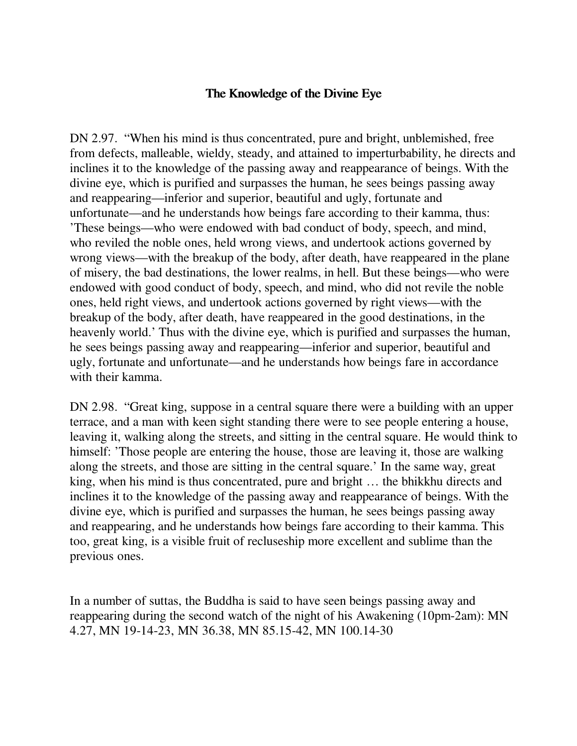## The Knowledge of the Divine Eye

DN 2.97. "When his mind is thus concentrated, pure and bright, unblemished, free from defects, malleable, wieldy, steady, and attained to imperturbability, he directs and inclines it to the knowledge of the passing away and reappearance of beings. With the divine eye, which is purified and surpasses the human, he sees beings passing away and reappearing—inferior and superior, beautiful and ugly, fortunate and unfortunate—and he understands how beings fare according to their kamma, thus: 'These beings—who were endowed with bad conduct of body, speech, and mind, who reviled the noble ones, held wrong views, and undertook actions governed by wrong views—with the breakup of the body, after death, have reappeared in the plane of misery, the bad destinations, the lower realms, in hell. But these beings—who were endowed with good conduct of body, speech, and mind, who did not revile the noble ones, held right views, and undertook actions governed by right views—with the breakup of the body, after death, have reappeared in the good destinations, in the heavenly world.' Thus with the divine eye, which is purified and surpasses the human, he sees beings passing away and reappearing—inferior and superior, beautiful and ugly, fortunate and unfortunate—and he understands how beings fare in accordance with their kamma.

DN 2.98. "Great king, suppose in a central square there were a building with an upper terrace, and a man with keen sight standing there were to see people entering a house, leaving it, walking along the streets, and sitting in the central square. He would think to himself: 'Those people are entering the house, those are leaving it, those are walking along the streets, and those are sitting in the central square.' In the same way, great king, when his mind is thus concentrated, pure and bright … the bhikkhu directs and inclines it to the knowledge of the passing away and reappearance of beings. With the divine eye, which is purified and surpasses the human, he sees beings passing away and reappearing, and he understands how beings fare according to their kamma. This too, great king, is a visible fruit of recluseship more excellent and sublime than the previous ones.

In a number of suttas, the Buddha is said to have seen beings passing away and reappearing during the second watch of the night of his Awakening (10pm-2am): MN 4.27, MN 19-14-23, MN 36.38, MN 85.15-42, MN 100.14-30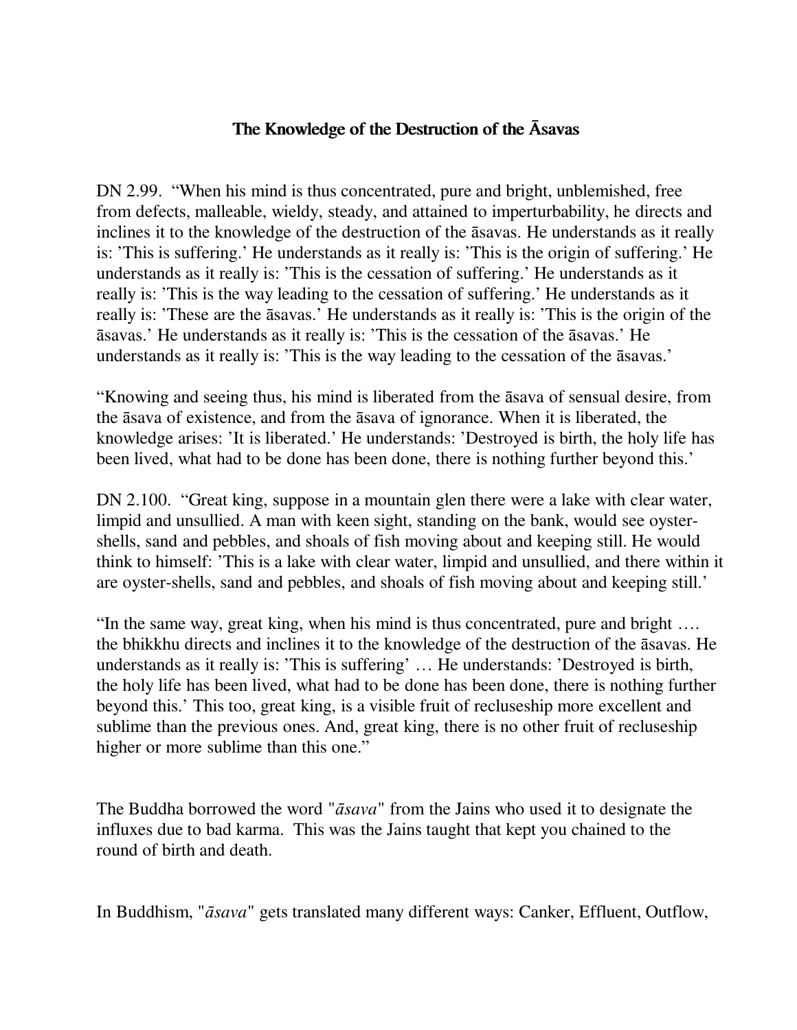### The Knowledge of the Destruction of the Āsavas

DN 2.99. "When his mind is thus concentrated, pure and bright, unblemished, free from defects, malleable, wieldy, steady, and attained to imperturbability, he directs and inclines it to the knowledge of the destruction of the āsavas. He understands as it really is: 'This is suffering.' He understands as it really is: 'This is the origin of suffering.' He understands as it really is: 'This is the cessation of suffering.' He understands as it really is: 'This is the way leading to the cessation of suffering.' He understands as it really is: 'These are the āsavas.' He understands as it really is: 'This is the origin of the āsavas.' He understands as it really is: 'This is the cessation of the āsavas.' He understands as it really is: 'This is the way leading to the cessation of the āsavas.'

"Knowing and seeing thus, his mind is liberated from the āsava of sensual desire, from the āsava of existence, and from the āsava of ignorance. When it is liberated, the knowledge arises: 'It is liberated.' He understands: 'Destroyed is birth, the holy life has been lived, what had to be done has been done, there is nothing further beyond this.'

DN 2.100. "Great king, suppose in a mountain glen there were a lake with clear water, limpid and unsullied. A man with keen sight, standing on the bank, would see oyster-shells, sand and pebbles, and shoals of fish moving about and keeping still. He would think to himself: 'This is a lake with clear water, limpid and unsullied, and there within it are oyster-shells, sand and pebbles, and shoals of fish moving about and keeping still.'

"In the same way, great king, when his mind is thus concentrated, pure and bright …. the bhikkhu directs and inclines it to the knowledge of the destruction of the āsavas. He understands as it really is: 'This is suffering' … He understands: 'Destroyed is birth, the holy life has been lived, what had to be done has been done, there is nothing further beyond this.' This too, great king, is a visible fruit of recluseship more excellent and sublime than the previous ones. And, great king, there is no other fruit of recluseship higher or more sublime than this one."

The Buddha borrowed the word "*āsava*" from the Jains who used it to designate the influxes due to bad karma. This was the Jains taught that kept you chained to the round of birth and death.

In Buddhism, "*āsava*" gets translated many different ways: Canker, Effluent, Outflow,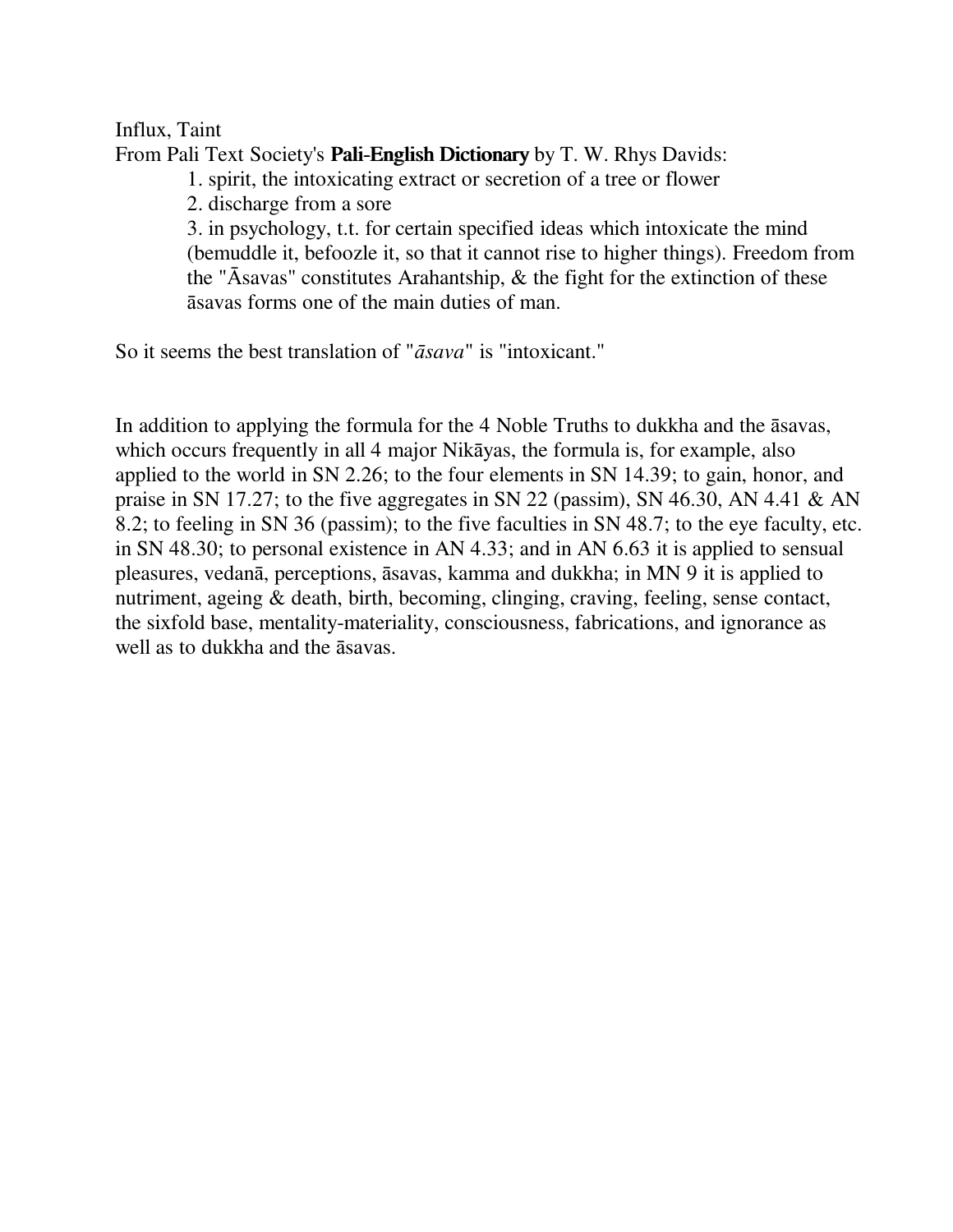Influx, Taint

From Pali Text Society's **Pali-English Dictionary** by T. W. Rhys Davids:

> 1. spirit, the intoxicating extract or secretion of a tree or flower
> 2. discharge from a sore
> 3. in psychology, t.t. for certain specified ideas which intoxicate the mind (bemuddle it, befoozle it, so that it cannot rise to higher things). Freedom from the "Āsavas" constitutes Arahantship, & the fight for the extinction of these āsavas forms one of the main duties of man.

So it seems the best translation of "*āsava*" is "intoxicant."

In addition to applying the formula for the 4 Noble Truths to dukkha and the āsavas, which occurs frequently in all 4 major Nikāyas, the formula is, for example, also applied to the world in SN 2.26; to the four elements in SN 14.39; to gain, honor, and praise in SN 17.27; to the five aggregates in SN 22 (passim), SN 46.30, AN 4.41 & AN 8.2; to feeling in SN 36 (passim); to the five faculties in SN 48.7; to the eye faculty, etc. in SN 48.30; to personal existence in AN 4.33; and in AN 6.63 it is applied to sensual pleasures, vedanā, perceptions, āsavas, kamma and dukkha; in MN 9 it is applied to nutriment, ageing & death, birth, becoming, clinging, craving, feeling, sense contact, the sixfold base, mentality-materiality, consciousness, fabrications, and ignorance as well as to dukkha and the āsavas.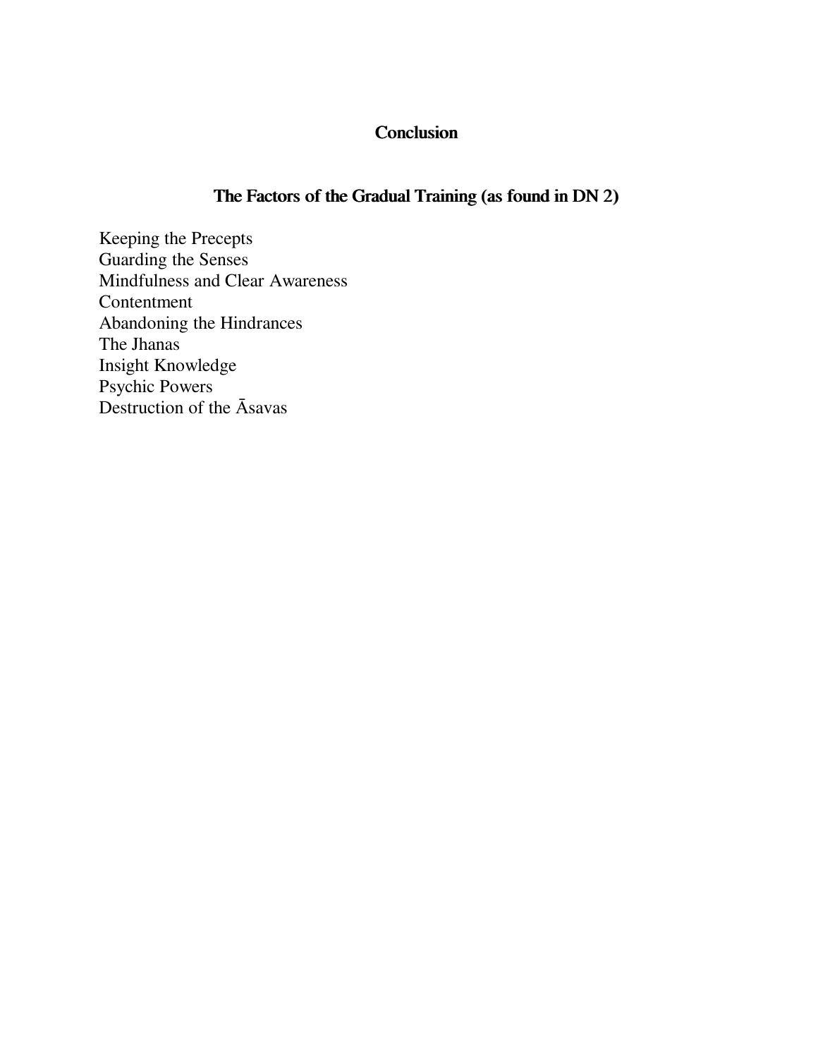## Conclusion

### The Factors of the Gradual Training (as found in DN 2)

Keeping the Precepts
Guarding the Senses
Mindfulness and Clear Awareness
Contentment
Abandoning the Hindrances
The Jhanas
Insight Knowledge
Psychic Powers
Destruction of the Āsavas